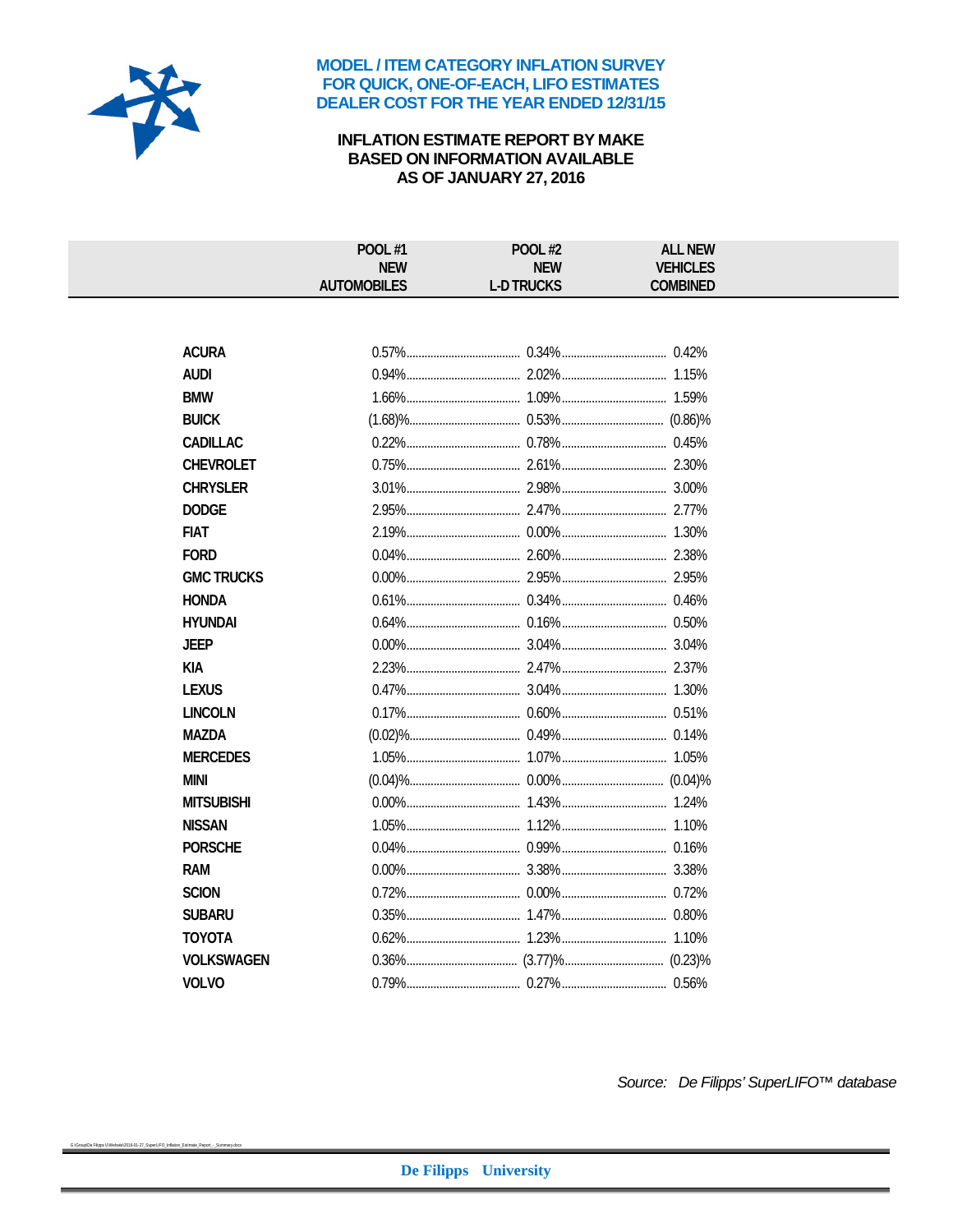# MODEL / ITEM CATEGORY INFLATION SURVEY FOR QUICK, ONE-OF-EACH, LIFO ESTIMATES DEALER COST FOR THE YEAR ENDED 12/31/15

## INFLATION ESTIMATE REPORT BY MAKE BASED ON INFORMATION AVAILABLE AS OF JANUARY 27, 2016

| | POOL #1 NEW AUTOMOBILES | POOL #2 NEW L-D TRUCKS | ALL NEW VEHICLES COMBINED |
|---|---|---|---|
| **ACURA** | 0.57% | 0.34% | 0.42% |
| **AUDI** | 0.94% | 2.02% | 1.15% |
| **BMW** | 1.66% | 1.09% | 1.59% |
| **BUICK** | (1.68)% | 0.53% | (0.86)% |
| **CADILLAC** | 0.22% | 0.78% | 0.45% |
| **CHEVROLET** | 0.75% | 2.61% | 2.30% |
| **CHRYSLER** | 3.01% | 2.98% | 3.00% |
| **DODGE** | 2.95% | 2.47% | 2.77% |
| **FIAT** | 2.19% | 0.00% | 1.30% |
| **FORD** | 0.04% | 2.60% | 2.38% |
| **GMC TRUCKS** | 0.00% | 2.95% | 2.95% |
| **HONDA** | 0.61% | 0.34% | 0.46% |
| **HYUNDAI** | 0.64% | 0.16% | 0.50% |
| **JEEP** | 0.00% | 3.04% | 3.04% |
| **KIA** | 2.23% | 2.47% | 2.37% |
| **LEXUS** | 0.47% | 3.04% | 1.30% |
| **LINCOLN** | 0.17% | 0.60% | 0.51% |
| **MAZDA** | (0.02)% | 0.49% | 0.14% |
| **MERCEDES** | 1.05% | 1.07% | 1.05% |
| **MINI** | (0.04)% | 0.00% | (0.04)% |
| **MITSUBISHI** | 0.00% | 1.43% | 1.24% |
| **NISSAN** | 1.05% | 1.12% | 1.10% |
| **PORSCHE** | 0.04% | 0.99% | 0.16% |
| **RAM** | 0.00% | 3.38% | 3.38% |
| **SCION** | 0.72% | 0.00% | 0.72% |
| **SUBARU** | 0.35% | 1.47% | 0.80% |
| **TOYOTA** | 0.62% | 1.23% | 1.10% |
| **VOLKSWAGEN** | 0.36% | (3.77)% | (0.23)% |
| **VOLVO** | 0.79% | 0.27% | 0.56% |

*Source: De Filipps' SuperLIFO™ database*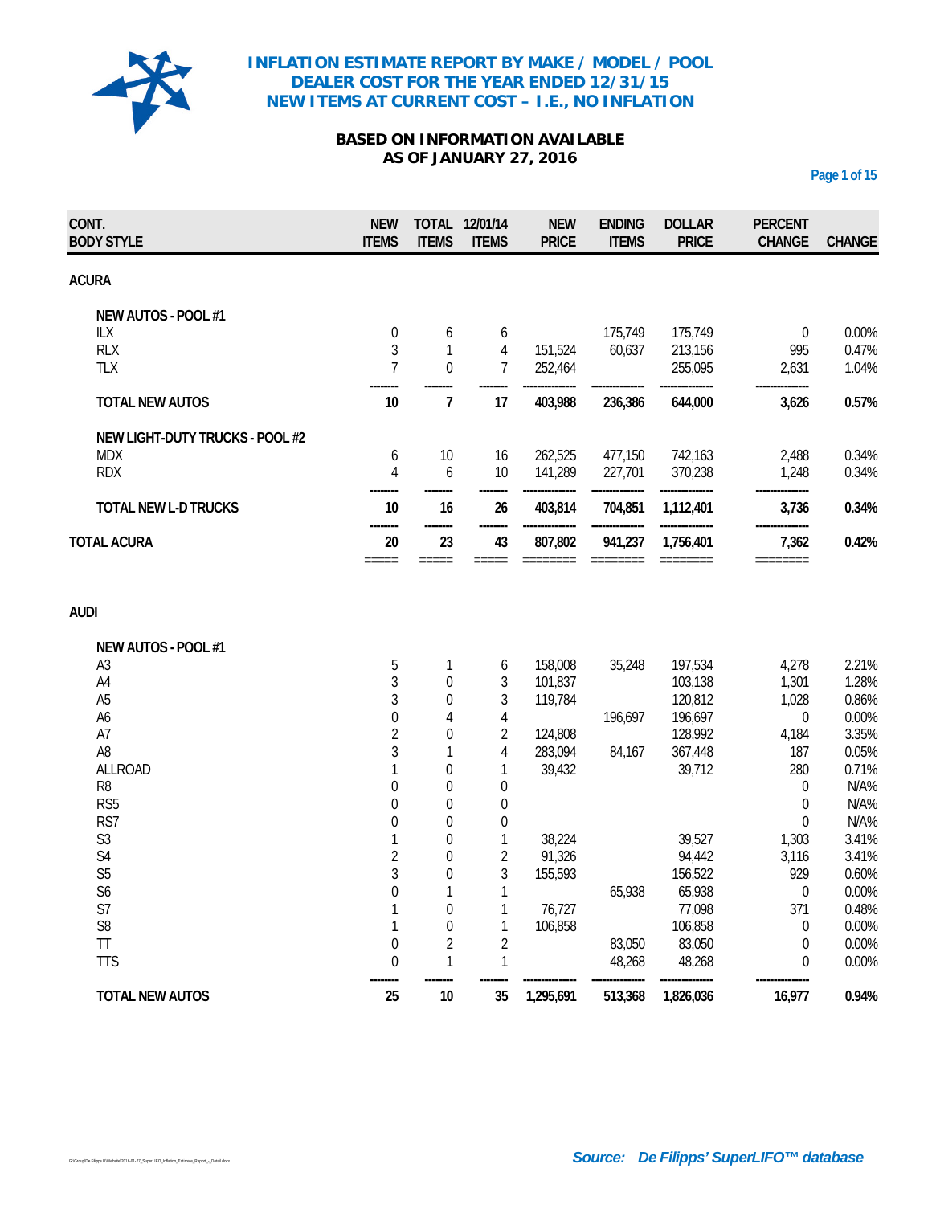# INFLATION ESTIMATE REPORT BY MAKE / MODEL / POOL
## DEALER COST FOR THE YEAR ENDED 12/31/15
## NEW ITEMS AT CURRENT COST – I.E., NO INFLATION

### BASED ON INFORMATION AVAILABLE AS OF JANUARY 27, 2016

| CONT. BODY STYLE | NEW ITEMS | TOTAL ITEMS | 12/01/14 ITEMS | NEW PRICE | ENDING ITEMS | DOLLAR PRICE | PERCENT CHANGE | CHANGE |
|---|---|---|---|---|---|---|---|---|
| **ACURA** | | | | | | | | |
| **NEW AUTOS - POOL #1** | | | | | | | | |
| ILX | 0 | 6 | 6 | | 175,749 | 175,749 | 0 | 0.00% |
| RLX | 3 | 1 | 4 | 151,524 | 60,637 | 213,156 | 995 | 0.47% |
| TLX | 7 | 0 | 7 | 252,464 | | 255,095 | 2,631 | 1.04% |
| **TOTAL NEW AUTOS** | **10** | **7** | **17** | **403,988** | **236,386** | **644,000** | **3,626** | **0.57%** |
| **NEW LIGHT-DUTY TRUCKS - POOL #2** | | | | | | | | |
| MDX | 6 | 10 | 16 | 262,525 | 477,150 | 742,163 | 2,488 | 0.34% |
| RDX | 4 | 6 | 10 | 141,289 | 227,701 | 370,238 | 1,248 | 0.34% |
| **TOTAL NEW L-D TRUCKS** | **10** | **16** | **26** | **403,814** | **704,851** | **1,112,401** | **3,736** | **0.34%** |
| **TOTAL ACURA** | **20** | **23** | **43** | **807,802** | **941,237** | **1,756,401** | **7,362** | **0.42%** |
| **AUDI** | | | | | | | | |
| **NEW AUTOS - POOL #1** | | | | | | | | |
| A3 | 5 | 1 | 6 | 158,008 | 35,248 | 197,534 | 4,278 | 2.21% |
| A4 | 3 | 0 | 3 | 101,837 | | 103,138 | 1,301 | 1.28% |
| A5 | 3 | 0 | 3 | 119,784 | | 120,812 | 1,028 | 0.86% |
| A6 | 0 | 4 | 4 | | 196,697 | 196,697 | 0 | 0.00% |
| A7 | 2 | 0 | 2 | 124,808 | | 128,992 | 4,184 | 3.35% |
| A8 | 3 | 1 | 4 | 283,094 | 84,167 | 367,448 | 187 | 0.05% |
| ALLROAD | 1 | 0 | 1 | 39,432 | | 39,712 | 280 | 0.71% |
| R8 | 0 | 0 | 0 | | | | 0 | N/A% |
| RS5 | 0 | 0 | 0 | | | | 0 | N/A% |
| RS7 | 0 | 0 | 0 | | | | 0 | N/A% |
| S3 | 1 | 0 | 1 | 38,224 | | 39,527 | 1,303 | 3.41% |
| S4 | 2 | 0 | 2 | 91,326 | | 94,442 | 3,116 | 3.41% |
| S5 | 3 | 0 | 3 | 155,593 | | 156,522 | 929 | 0.60% |
| S6 | 0 | 1 | 1 | | 65,938 | 65,938 | 0 | 0.00% |
| S7 | 1 | 0 | 1 | 76,727 | | 77,098 | 371 | 0.48% |
| S8 | 1 | 0 | 1 | 106,858 | | 106,858 | 0 | 0.00% |
| TT | 0 | 2 | 2 | | 83,050 | 83,050 | 0 | 0.00% |
| TTS | 0 | 1 | 1 | | 48,268 | 48,268 | 0 | 0.00% |
| **TOTAL NEW AUTOS** | **25** | **10** | **35** | **1,295,691** | **513,368** | **1,826,036** | **16,977** | **0.94%** |

*Source: De Filipps' SuperLIFO™ database*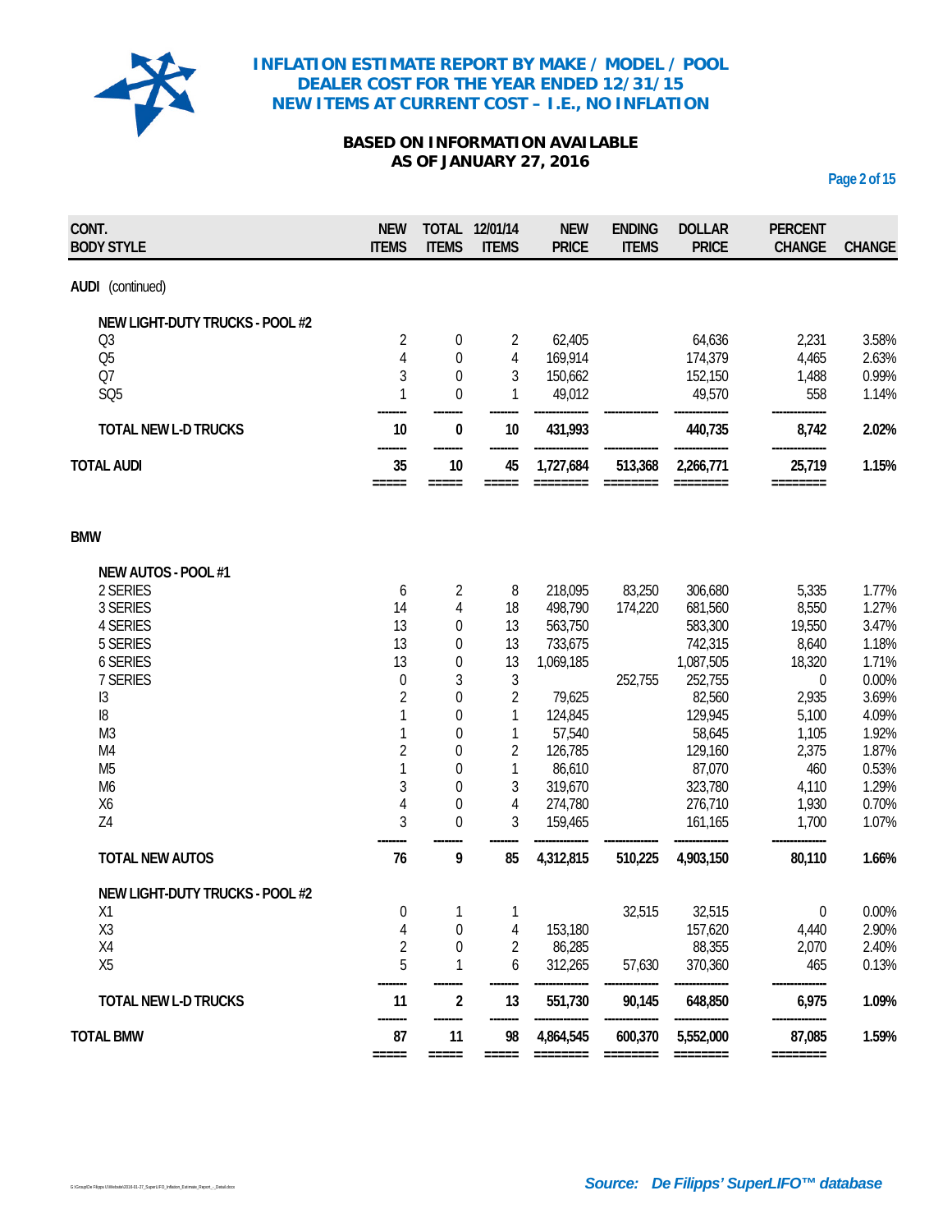# INFLATION ESTIMATE REPORT BY MAKE / MODEL / POOL
## DEALER COST FOR THE YEAR ENDED 12/31/15
## NEW ITEMS AT CURRENT COST – I.E., NO INFLATION

**BASED ON INFORMATION AVAILABLE AS OF JANUARY 27, 2016**

| CONT. BODY STYLE | NEW ITEMS | TOTAL ITEMS | 12/01/14 ITEMS | NEW PRICE | ENDING ITEMS | DOLLAR PRICE | PERCENT CHANGE | CHANGE |
|---|---|---|---|---|---|---|---|---|
| **AUDI** (continued) | | | | | | | | |
| **NEW LIGHT-DUTY TRUCKS - POOL #2** | | | | | | | | |
| Q3 | 2 | 0 | 2 | 62,405 | | 64,636 | 2,231 | 3.58% |
| Q5 | 4 | 0 | 4 | 169,914 | | 174,379 | 4,465 | 2.63% |
| Q7 | 3 | 0 | 3 | 150,662 | | 152,150 | 1,488 | 0.99% |
| SQ5 | 1 | 0 | 1 | 49,012 | | 49,570 | 558 | 1.14% |
| **TOTAL NEW L-D TRUCKS** | **10** | **0** | **10** | **431,993** | | **440,735** | **8,742** | **2.02%** |
| **TOTAL AUDI** | **35** | **10** | **45** | **1,727,684** | **513,368** | **2,266,771** | **25,719** | **1.15%** |
| **BMW** | | | | | | | | |
| **NEW AUTOS - POOL #1** | | | | | | | | |
| 2 SERIES | 6 | 2 | 8 | 218,095 | 83,250 | 306,680 | 5,335 | 1.77% |
| 3 SERIES | 14 | 4 | 18 | 498,790 | 174,220 | 681,560 | 8,550 | 1.27% |
| 4 SERIES | 13 | 0 | 13 | 563,750 | | 583,300 | 19,550 | 3.47% |
| 5 SERIES | 13 | 0 | 13 | 733,675 | | 742,315 | 8,640 | 1.18% |
| 6 SERIES | 13 | 0 | 13 | 1,069,185 | | 1,087,505 | 18,320 | 1.71% |
| 7 SERIES | 0 | 3 | 3 | | 252,755 | 252,755 | 0 | 0.00% |
| I3 | 2 | 0 | 2 | 79,625 | | 82,560 | 2,935 | 3.69% |
| I8 | 1 | 0 | 1 | 124,845 | | 129,945 | 5,100 | 4.09% |
| M3 | 1 | 0 | 1 | 57,540 | | 58,645 | 1,105 | 1.92% |
| M4 | 2 | 0 | 2 | 126,785 | | 129,160 | 2,375 | 1.87% |
| M5 | 1 | 0 | 1 | 86,610 | | 87,070 | 460 | 0.53% |
| M6 | 3 | 0 | 3 | 319,670 | | 323,780 | 4,110 | 1.29% |
| X6 | 4 | 0 | 4 | 274,780 | | 276,710 | 1,930 | 0.70% |
| Z4 | 3 | 0 | 3 | 159,465 | | 161,165 | 1,700 | 1.07% |
| **TOTAL NEW AUTOS** | **76** | **9** | **85** | **4,312,815** | **510,225** | **4,903,150** | **80,110** | **1.66%** |
| **NEW LIGHT-DUTY TRUCKS - POOL #2** | | | | | | | | |
| X1 | 0 | 1 | 1 | | 32,515 | 32,515 | 0 | 0.00% |
| X3 | 4 | 0 | 4 | 153,180 | | 157,620 | 4,440 | 2.90% |
| X4 | 2 | 0 | 2 | 86,285 | | 88,355 | 2,070 | 2.40% |
| X5 | 5 | 1 | 6 | 312,265 | 57,630 | 370,360 | 465 | 0.13% |
| **TOTAL NEW L-D TRUCKS** | **11** | **2** | **13** | **551,730** | **90,145** | **648,850** | **6,975** | **1.09%** |
| **TOTAL BMW** | **87** | **11** | **98** | **4,864,545** | **600,370** | **5,552,000** | **87,085** | **1.59%** |

*Source: De Filipps' SuperLIFO™ database*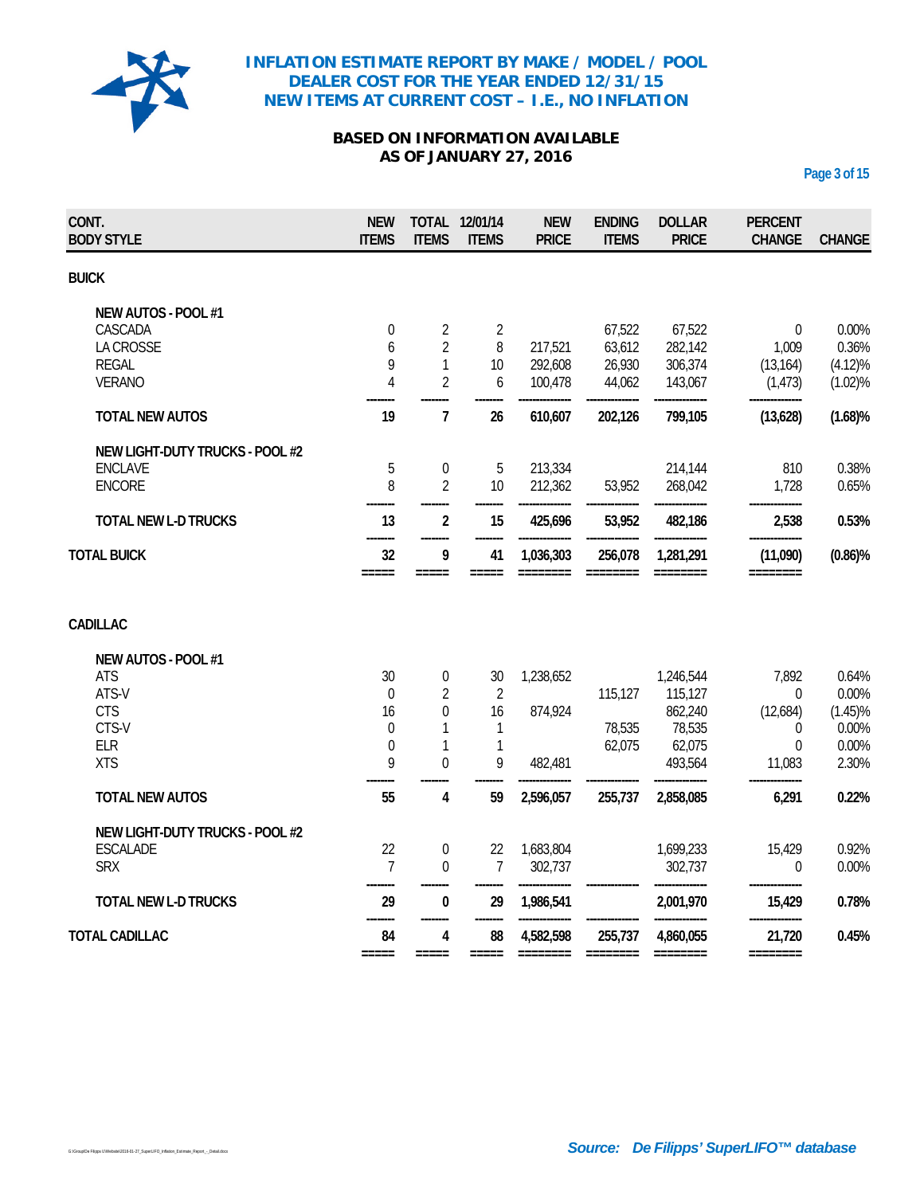# INFLATION ESTIMATE REPORT BY MAKE / MODEL / POOL
## DEALER COST FOR THE YEAR ENDED 12/31/15
## NEW ITEMS AT CURRENT COST – I.E., NO INFLATION

### BASED ON INFORMATION AVAILABLE AS OF JANUARY 27, 2016

| CONT. BODY STYLE | NEW ITEMS | TOTAL ITEMS | 12/01/14 ITEMS | NEW PRICE | ENDING ITEMS | DOLLAR PRICE | PERCENT CHANGE | CHANGE |
|---|---|---|---|---|---|---|---|---|
| **BUICK** | | | | | | | | |
| **NEW AUTOS - POOL #1** | | | | | | | | |
| CASCADA | 0 | 2 | 2 | | 67,522 | 67,522 | 0 | 0.00% |
| LA CROSSE | 6 | 2 | 8 | 217,521 | 63,612 | 282,142 | 1,009 | 0.36% |
| REGAL | 9 | 1 | 10 | 292,608 | 26,930 | 306,374 | (13,164) | (4.12)% |
| VERANO | 4 | 2 | 6 | 100,478 | 44,062 | 143,067 | (1,473) | (1.02)% |
| **TOTAL NEW AUTOS** | **19** | **7** | **26** | **610,607** | **202,126** | **799,105** | **(13,628)** | **(1.68)%** |
| **NEW LIGHT-DUTY TRUCKS - POOL #2** | | | | | | | | |
| ENCLAVE | 5 | 0 | 5 | 213,334 | | 214,144 | 810 | 0.38% |
| ENCORE | 8 | 2 | 10 | 212,362 | 53,952 | 268,042 | 1,728 | 0.65% |
| **TOTAL NEW L-D TRUCKS** | **13** | **2** | **15** | **425,696** | **53,952** | **482,186** | **2,538** | **0.53%** |
| **TOTAL BUICK** | **32** | **9** | **41** | **1,036,303** | **256,078** | **1,281,291** | **(11,090)** | **(0.86)%** |
| **CADILLAC** | | | | | | | | |
| **NEW AUTOS - POOL #1** | | | | | | | | |
| ATS | 30 | 0 | 30 | 1,238,652 | | 1,246,544 | 7,892 | 0.64% |
| ATS-V | 0 | 2 | 2 | | 115,127 | 115,127 | 0 | 0.00% |
| CTS | 16 | 0 | 16 | 874,924 | | 862,240 | (12,684) | (1.45)% |
| CTS-V | 0 | 1 | 1 | | 78,535 | 78,535 | 0 | 0.00% |
| ELR | 0 | 1 | 1 | | 62,075 | 62,075 | 0 | 0.00% |
| XTS | 9 | 0 | 9 | 482,481 | | 493,564 | 11,083 | 2.30% |
| **TOTAL NEW AUTOS** | **55** | **4** | **59** | **2,596,057** | **255,737** | **2,858,085** | **6,291** | **0.22%** |
| **NEW LIGHT-DUTY TRUCKS - POOL #2** | | | | | | | | |
| ESCALADE | 22 | 0 | 22 | 1,683,804 | | 1,699,233 | 15,429 | 0.92% |
| SRX | 7 | 0 | 7 | 302,737 | | 302,737 | 0 | 0.00% |
| **TOTAL NEW L-D TRUCKS** | **29** | **0** | **29** | **1,986,541** | | **2,001,970** | **15,429** | **0.78%** |
| **TOTAL CADILLAC** | **84** | **4** | **88** | **4,582,598** | **255,737** | **4,860,055** | **21,720** | **0.45%** |

*Source: De Filipps' SuperLIFO™ database*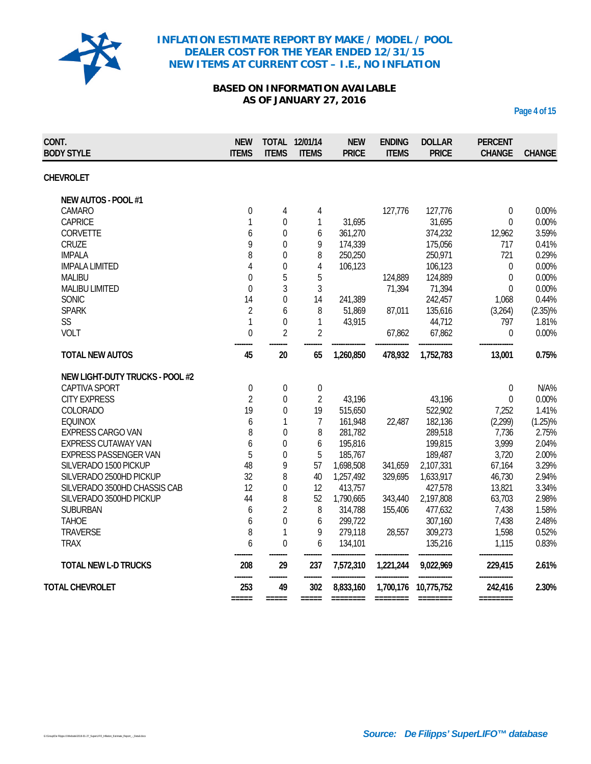# INFLATION ESTIMATE REPORT BY MAKE / MODEL / POOL
# DEALER COST FOR THE YEAR ENDED 12/31/15
# NEW ITEMS AT CURRENT COST – I.E., NO INFLATION

## BASED ON INFORMATION AVAILABLE AS OF JANUARY 27, 2016

| CONT. BODY STYLE | NEW ITEMS | TOTAL ITEMS | 12/01/14 ITEMS | NEW PRICE | ENDING ITEMS | DOLLAR PRICE | PERCENT CHANGE | CHANGE |
|---|---|---|---|---|---|---|---|---|
| **CHEVROLET** | | | | | | | | |
| **NEW AUTOS - POOL #1** | | | | | | | | |
| CAMARO | 0 | 4 | 4 | | 127,776 | 127,776 | 0 | 0.00% |
| CAPRICE | 1 | 0 | 1 | 31,695 | | 31,695 | 0 | 0.00% |
| CORVETTE | 6 | 0 | 6 | 361,270 | | 374,232 | 12,962 | 3.59% |
| CRUZE | 9 | 0 | 9 | 174,339 | | 175,056 | 717 | 0.41% |
| IMPALA | 8 | 0 | 8 | 250,250 | | 250,971 | 721 | 0.29% |
| IMPALA LIMITED | 4 | 0 | 4 | 106,123 | | 106,123 | 0 | 0.00% |
| MALIBU | 0 | 5 | 5 | | 124,889 | 124,889 | 0 | 0.00% |
| MALIBU LIMITED | 0 | 3 | 3 | | 71,394 | 71,394 | 0 | 0.00% |
| SONIC | 14 | 0 | 14 | 241,389 | | 242,457 | 1,068 | 0.44% |
| SPARK | 2 | 6 | 8 | 51,869 | 87,011 | 135,616 | (3,264) | (2.35)% |
| SS | 1 | 0 | 1 | 43,915 | | 44,712 | 797 | 1.81% |
| VOLT | 0 | 2 | 2 | | 67,862 | 67,862 | 0 | 0.00% |
| **TOTAL NEW AUTOS** | **45** | **20** | **65** | **1,260,850** | **478,932** | **1,752,783** | **13,001** | **0.75%** |
| **NEW LIGHT-DUTY TRUCKS - POOL #2** | | | | | | | | |
| CAPTIVA SPORT | 0 | 0 | 0 | | | | 0 | N/A% |
| CITY EXPRESS | 2 | 0 | 2 | 43,196 | | 43,196 | 0 | 0.00% |
| COLORADO | 19 | 0 | 19 | 515,650 | | 522,902 | 7,252 | 1.41% |
| EQUINOX | 6 | 1 | 7 | 161,948 | 22,487 | 182,136 | (2,299) | (1.25)% |
| EXPRESS CARGO VAN | 8 | 0 | 8 | 281,782 | | 289,518 | 7,736 | 2.75% |
| EXPRESS CUTAWAY VAN | 6 | 0 | 6 | 195,816 | | 199,815 | 3,999 | 2.04% |
| EXPRESS PASSENGER VAN | 5 | 0 | 5 | 185,767 | | 189,487 | 3,720 | 2.00% |
| SILVERADO 1500 PICKUP | 48 | 9 | 57 | 1,698,508 | 341,659 | 2,107,331 | 67,164 | 3.29% |
| SILVERADO 2500HD PICKUP | 32 | 8 | 40 | 1,257,492 | 329,695 | 1,633,917 | 46,730 | 2.94% |
| SILVERADO 3500HD CHASSIS CAB | 12 | 0 | 12 | 413,757 | | 427,578 | 13,821 | 3.34% |
| SILVERADO 3500HD PICKUP | 44 | 8 | 52 | 1,790,665 | 343,440 | 2,197,808 | 63,703 | 2.98% |
| SUBURBAN | 6 | 2 | 8 | 314,788 | 155,406 | 477,632 | 7,438 | 1.58% |
| TAHOE | 6 | 0 | 6 | 299,722 | | 307,160 | 7,438 | 2.48% |
| TRAVERSE | 8 | 1 | 9 | 279,118 | 28,557 | 309,273 | 1,598 | 0.52% |
| TRAX | 6 | 0 | 6 | 134,101 | | 135,216 | 1,115 | 0.83% |
| **TOTAL NEW L-D TRUCKS** | **208** | **29** | **237** | **7,572,310** | **1,221,244** | **9,022,969** | **229,415** | **2.61%** |
| **TOTAL CHEVROLET** | **253** | **49** | **302** | **8,833,160** | **1,700,176** | **10,775,752** | **242,416** | **2.30%** |

*Source: De Filipps' SuperLIFO™ database*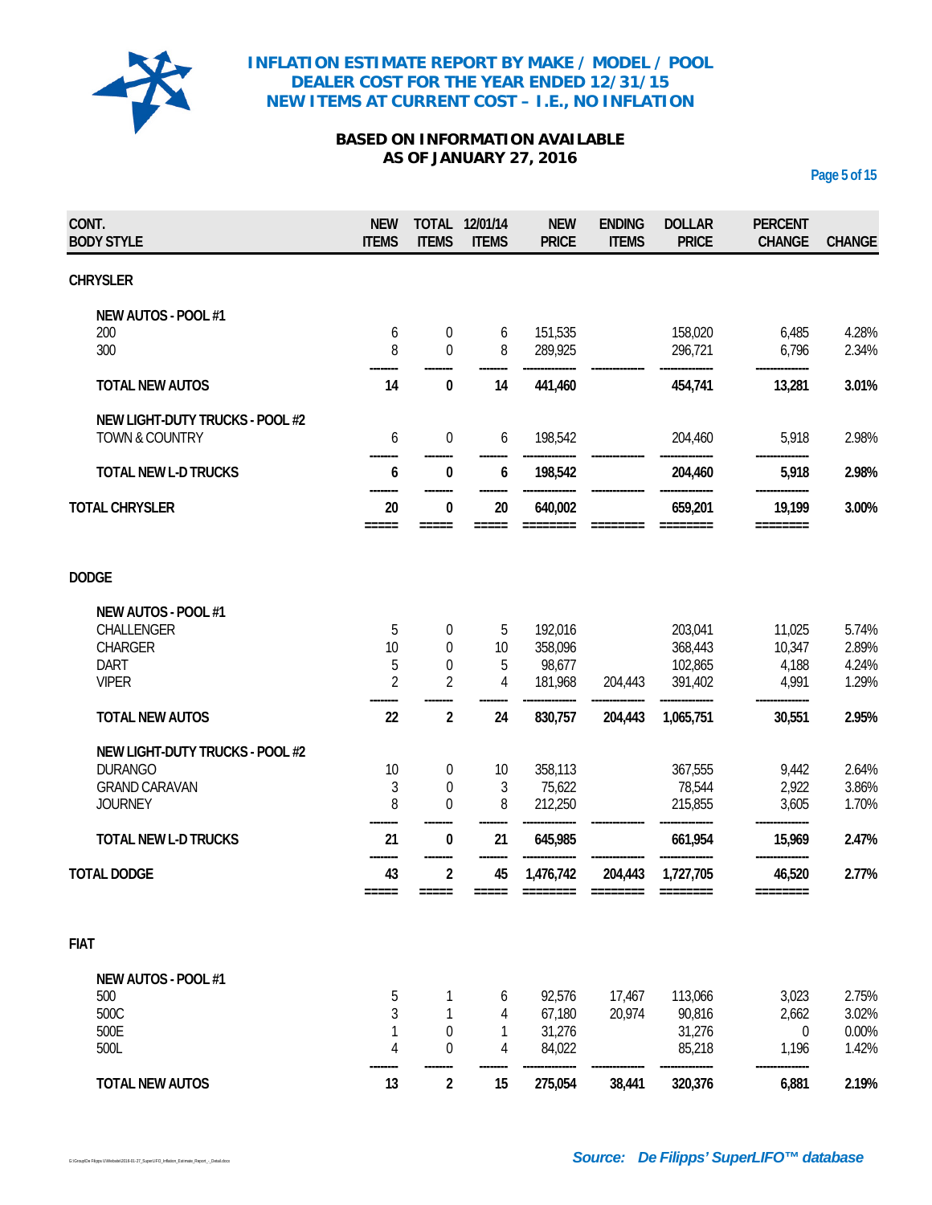# INFLATION ESTIMATE REPORT BY MAKE / MODEL / POOL
## DEALER COST FOR THE YEAR ENDED 12/31/15
## NEW ITEMS AT CURRENT COST – I.E., NO INFLATION

### BASED ON INFORMATION AVAILABLE AS OF JANUARY 27, 2016

| CONT. BODY STYLE | NEW ITEMS | TOTAL ITEMS | 12/01/14 ITEMS | NEW PRICE | ENDING ITEMS | DOLLAR PRICE | PERCENT CHANGE | CHANGE |
|---|---|---|---|---|---|---|---|---|
| **CHRYSLER** | | | | | | | | |
| **NEW AUTOS - POOL #1** | | | | | | | | |
| 200 | 6 | 0 | 6 | 151,535 | | 158,020 | 6,485 | 4.28% |
| 300 | 8 | 0 | 8 | 289,925 | | 296,721 | 6,796 | 2.34% |
| **TOTAL NEW AUTOS** | **14** | **0** | **14** | **441,460** | | **454,741** | **13,281** | **3.01%** |
| **NEW LIGHT-DUTY TRUCKS - POOL #2** | | | | | | | | |
| TOWN & COUNTRY | 6 | 0 | 6 | 198,542 | | 204,460 | 5,918 | 2.98% |
| **TOTAL NEW L-D TRUCKS** | **6** | **0** | **6** | **198,542** | | **204,460** | **5,918** | **2.98%** |
| **TOTAL CHRYSLER** | **20** | **0** | **20** | **640,002** | | **659,201** | **19,199** | **3.00%** |
| **DODGE** | | | | | | | | |
| **NEW AUTOS - POOL #1** | | | | | | | | |
| CHALLENGER | 5 | 0 | 5 | 192,016 | | 203,041 | 11,025 | 5.74% |
| CHARGER | 10 | 0 | 10 | 358,096 | | 368,443 | 10,347 | 2.89% |
| DART | 5 | 0 | 5 | 98,677 | | 102,865 | 4,188 | 4.24% |
| VIPER | 2 | 2 | 4 | 181,968 | 204,443 | 391,402 | 4,991 | 1.29% |
| **TOTAL NEW AUTOS** | **22** | **2** | **24** | **830,757** | **204,443** | **1,065,751** | **30,551** | **2.95%** |
| **NEW LIGHT-DUTY TRUCKS - POOL #2** | | | | | | | | |
| DURANGO | 10 | 0 | 10 | 358,113 | | 367,555 | 9,442 | 2.64% |
| GRAND CARAVAN | 3 | 0 | 3 | 75,622 | | 78,544 | 2,922 | 3.86% |
| JOURNEY | 8 | 0 | 8 | 212,250 | | 215,855 | 3,605 | 1.70% |
| **TOTAL NEW L-D TRUCKS** | **21** | **0** | **21** | **645,985** | | **661,954** | **15,969** | **2.47%** |
| **TOTAL DODGE** | **43** | **2** | **45** | **1,476,742** | **204,443** | **1,727,705** | **46,520** | **2.77%** |
| **FIAT** | | | | | | | | |
| **NEW AUTOS - POOL #1** | | | | | | | | |
| 500 | 5 | 1 | 6 | 92,576 | 17,467 | 113,066 | 3,023 | 2.75% |
| 500C | 3 | 1 | 4 | 67,180 | 20,974 | 90,816 | 2,662 | 3.02% |
| 500E | 1 | 0 | 1 | 31,276 | | 31,276 | 0 | 0.00% |
| 500L | 4 | 0 | 4 | 84,022 | | 85,218 | 1,196 | 1.42% |
| **TOTAL NEW AUTOS** | **13** | **2** | **15** | **275,054** | **38,441** | **320,376** | **6,881** | **2.19%** |

*Source: De Filipps' SuperLIFO™ database*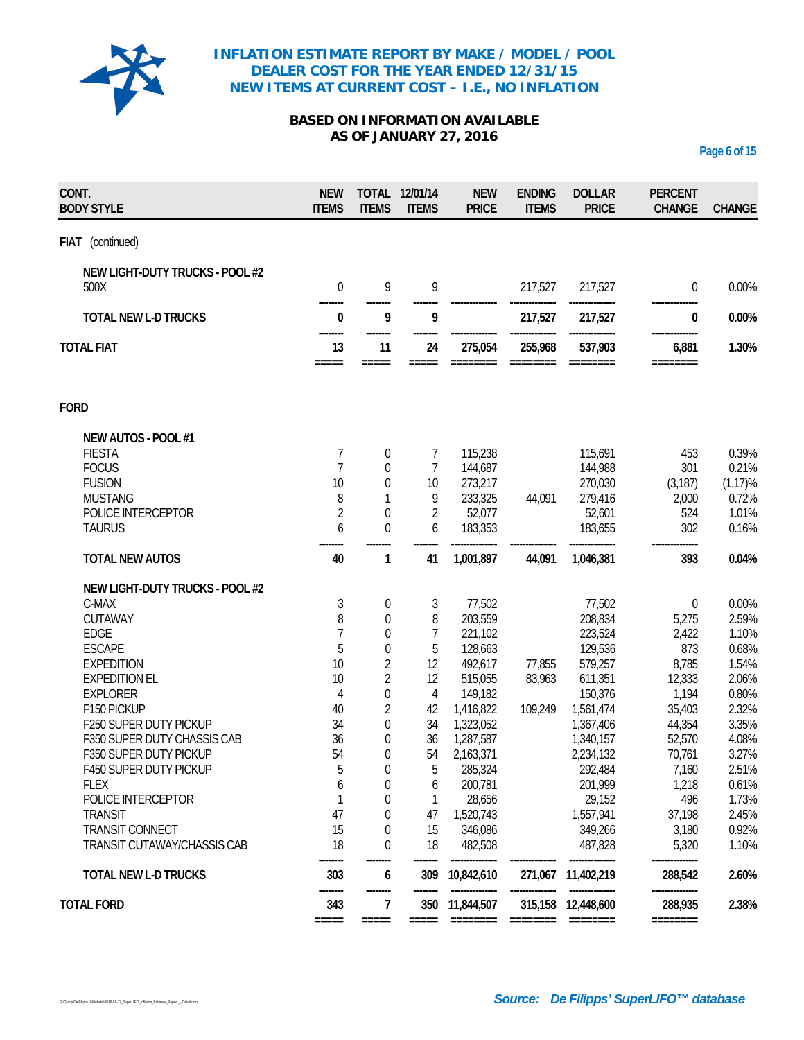# INFLATION ESTIMATE REPORT BY MAKE / MODEL / POOL
## DEALER COST FOR THE YEAR ENDED 12/31/15
## NEW ITEMS AT CURRENT COST – I.E., NO INFLATION

**BASED ON INFORMATION AVAILABLE AS OF JANUARY 27, 2016**

| CONT. BODY STYLE | NEW ITEMS | TOTAL ITEMS | 12/01/14 ITEMS | NEW PRICE | ENDING ITEMS | DOLLAR PRICE | PERCENT CHANGE | CHANGE |
|---|---|---|---|---|---|---|---|---|
| **FIAT** (continued) | | | | | | | | |
| **NEW LIGHT-DUTY TRUCKS - POOL #2** | | | | | | | | |
| 500X | 0 | 9 | 9 | | 217,527 | 217,527 | 0 | 0.00% |
| **TOTAL NEW L-D TRUCKS** | **0** | **9** | **9** | | **217,527** | **217,527** | **0** | **0.00%** |
| **TOTAL FIAT** | **13** | **11** | **24** | **275,054** | **255,968** | **537,903** | **6,881** | **1.30%** |
| **FORD** | | | | | | | | |
| **NEW AUTOS - POOL #1** | | | | | | | | |
| FIESTA | 7 | 0 | 7 | 115,238 | | 115,691 | 453 | 0.39% |
| FOCUS | 7 | 0 | 7 | 144,687 | | 144,988 | 301 | 0.21% |
| FUSION | 10 | 0 | 10 | 273,217 | | 270,030 | (3,187) | (1.17)% |
| MUSTANG | 8 | 1 | 9 | 233,325 | 44,091 | 279,416 | 2,000 | 0.72% |
| POLICE INTERCEPTOR | 2 | 0 | 2 | 52,077 | | 52,601 | 524 | 1.01% |
| TAURUS | 6 | 0 | 6 | 183,353 | | 183,655 | 302 | 0.16% |
| **TOTAL NEW AUTOS** | **40** | **1** | **41** | **1,001,897** | **44,091** | **1,046,381** | **393** | **0.04%** |
| **NEW LIGHT-DUTY TRUCKS - POOL #2** | | | | | | | | |
| C-MAX | 3 | 0 | 3 | 77,502 | | 77,502 | 0 | 0.00% |
| CUTAWAY | 8 | 0 | 8 | 203,559 | | 208,834 | 5,275 | 2.59% |
| EDGE | 7 | 0 | 7 | 221,102 | | 223,524 | 2,422 | 1.10% |
| ESCAPE | 5 | 0 | 5 | 128,663 | | 129,536 | 873 | 0.68% |
| EXPEDITION | 10 | 2 | 12 | 492,617 | 77,855 | 579,257 | 8,785 | 1.54% |
| EXPEDITION EL | 10 | 2 | 12 | 515,055 | 83,963 | 611,351 | 12,333 | 2.06% |
| EXPLORER | 4 | 0 | 4 | 149,182 | | 150,376 | 1,194 | 0.80% |
| F150 PICKUP | 40 | 2 | 42 | 1,416,822 | 109,249 | 1,561,474 | 35,403 | 2.32% |
| F250 SUPER DUTY PICKUP | 34 | 0 | 34 | 1,323,052 | | 1,367,406 | 44,354 | 3.35% |
| F350 SUPER DUTY CHASSIS CAB | 36 | 0 | 36 | 1,287,587 | | 1,340,157 | 52,570 | 4.08% |
| F350 SUPER DUTY PICKUP | 54 | 0 | 54 | 2,163,371 | | 2,234,132 | 70,761 | 3.27% |
| F450 SUPER DUTY PICKUP | 5 | 0 | 5 | 285,324 | | 292,484 | 7,160 | 2.51% |
| FLEX | 6 | 0 | 6 | 200,781 | | 201,999 | 1,218 | 0.61% |
| POLICE INTERCEPTOR | 1 | 0 | 1 | 28,656 | | 29,152 | 496 | 1.73% |
| TRANSIT | 47 | 0 | 47 | 1,520,743 | | 1,557,941 | 37,198 | 2.45% |
| TRANSIT CONNECT | 15 | 0 | 15 | 346,086 | | 349,266 | 3,180 | 0.92% |
| TRANSIT CUTAWAY/CHASSIS CAB | 18 | 0 | 18 | 482,508 | | 487,828 | 5,320 | 1.10% |
| **TOTAL NEW L-D TRUCKS** | **303** | **6** | **309** | **10,842,610** | **271,067** | **11,402,219** | **288,542** | **2.60%** |
| **TOTAL FORD** | **343** | **7** | **350** | **11,844,507** | **315,158** | **12,448,600** | **288,935** | **2.38%** |

*Source: De Filipps' SuperLIFO™ database*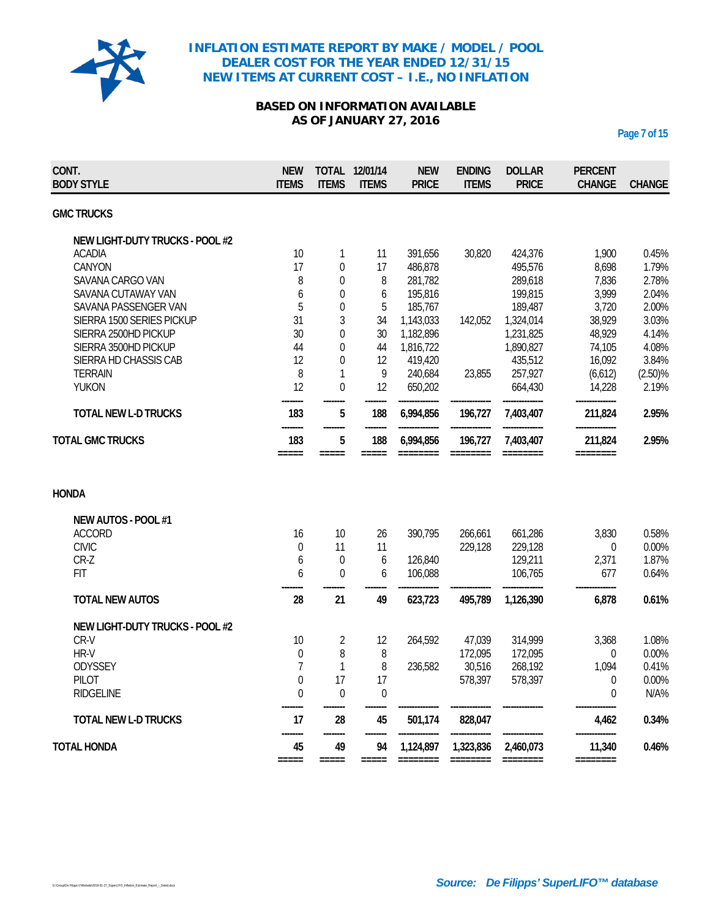# INFLATION ESTIMATE REPORT BY MAKE / MODEL / POOL
## DEALER COST FOR THE YEAR ENDED 12/31/15
## NEW ITEMS AT CURRENT COST – I.E., NO INFLATION

### BASED ON INFORMATION AVAILABLE AS OF JANUARY 27, 2016

| CONT. BODY STYLE | NEW ITEMS | TOTAL ITEMS | 12/01/14 ITEMS | NEW PRICE | ENDING ITEMS | DOLLAR PRICE | PERCENT CHANGE | CHANGE |
|---|---|---|---|---|---|---|---|---|
| **GMC TRUCKS** | | | | | | | | |
| **NEW LIGHT-DUTY TRUCKS - POOL #2** | | | | | | | | |
| ACADIA | 10 | 1 | 11 | 391,656 | 30,820 | 424,376 | 1,900 | 0.45% |
| CANYON | 17 | 0 | 17 | 486,878 | | 495,576 | 8,698 | 1.79% |
| SAVANA CARGO VAN | 8 | 0 | 8 | 281,782 | | 289,618 | 7,836 | 2.78% |
| SAVANA CUTAWAY VAN | 6 | 0 | 6 | 195,816 | | 199,815 | 3,999 | 2.04% |
| SAVANA PASSENGER VAN | 5 | 0 | 5 | 185,767 | | 189,487 | 3,720 | 2.00% |
| SIERRA 1500 SERIES PICKUP | 31 | 3 | 34 | 1,143,033 | 142,052 | 1,324,014 | 38,929 | 3.03% |
| SIERRA 2500HD PICKUP | 30 | 0 | 30 | 1,182,896 | | 1,231,825 | 48,929 | 4.14% |
| SIERRA 3500HD PICKUP | 44 | 0 | 44 | 1,816,722 | | 1,890,827 | 74,105 | 4.08% |
| SIERRA HD CHASSIS CAB | 12 | 0 | 12 | 419,420 | | 435,512 | 16,092 | 3.84% |
| TERRAIN | 8 | 1 | 9 | 240,684 | 23,855 | 257,927 | (6,612) | (2.50)% |
| YUKON | 12 | 0 | 12 | 650,202 | | 664,430 | 14,228 | 2.19% |
| **TOTAL NEW L-D TRUCKS** | **183** | **5** | **188** | **6,994,856** | **196,727** | **7,403,407** | **211,824** | **2.95%** |
| **TOTAL GMC TRUCKS** | **183** | **5** | **188** | **6,994,856** | **196,727** | **7,403,407** | **211,824** | **2.95%** |
| **HONDA** | | | | | | | | |
| **NEW AUTOS - POOL #1** | | | | | | | | |
| ACCORD | 16 | 10 | 26 | 390,795 | 266,661 | 661,286 | 3,830 | 0.58% |
| CIVIC | 0 | 11 | 11 | | 229,128 | 229,128 | 0 | 0.00% |
| CR-Z | 6 | 0 | 6 | 126,840 | | 129,211 | 2,371 | 1.87% |
| FIT | 6 | 0 | 6 | 106,088 | | 106,765 | 677 | 0.64% |
| **TOTAL NEW AUTOS** | **28** | **21** | **49** | **623,723** | **495,789** | **1,126,390** | **6,878** | **0.61%** |
| **NEW LIGHT-DUTY TRUCKS - POOL #2** | | | | | | | | |
| CR-V | 10 | 2 | 12 | 264,592 | 47,039 | 314,999 | 3,368 | 1.08% |
| HR-V | 0 | 8 | 8 | | 172,095 | 172,095 | 0 | 0.00% |
| ODYSSEY | 7 | 1 | 8 | 236,582 | 30,516 | 268,192 | 1,094 | 0.41% |
| PILOT | 0 | 17 | 17 | | 578,397 | 578,397 | 0 | 0.00% |
| RIDGELINE | 0 | 0 | 0 | | | | 0 | N/A% |
| **TOTAL NEW L-D TRUCKS** | **17** | **28** | **45** | **501,174** | **828,047** | | **4,462** | **0.34%** |
| **TOTAL HONDA** | **45** | **49** | **94** | **1,124,897** | **1,323,836** | **2,460,073** | **11,340** | **0.46%** |

G:\Group\De Filipps U\Website\2016-01-27_SuperLIFO_Inflation_Estimate_Report_-_Detail.docx

*Source: De Filipps' SuperLIFO™ database*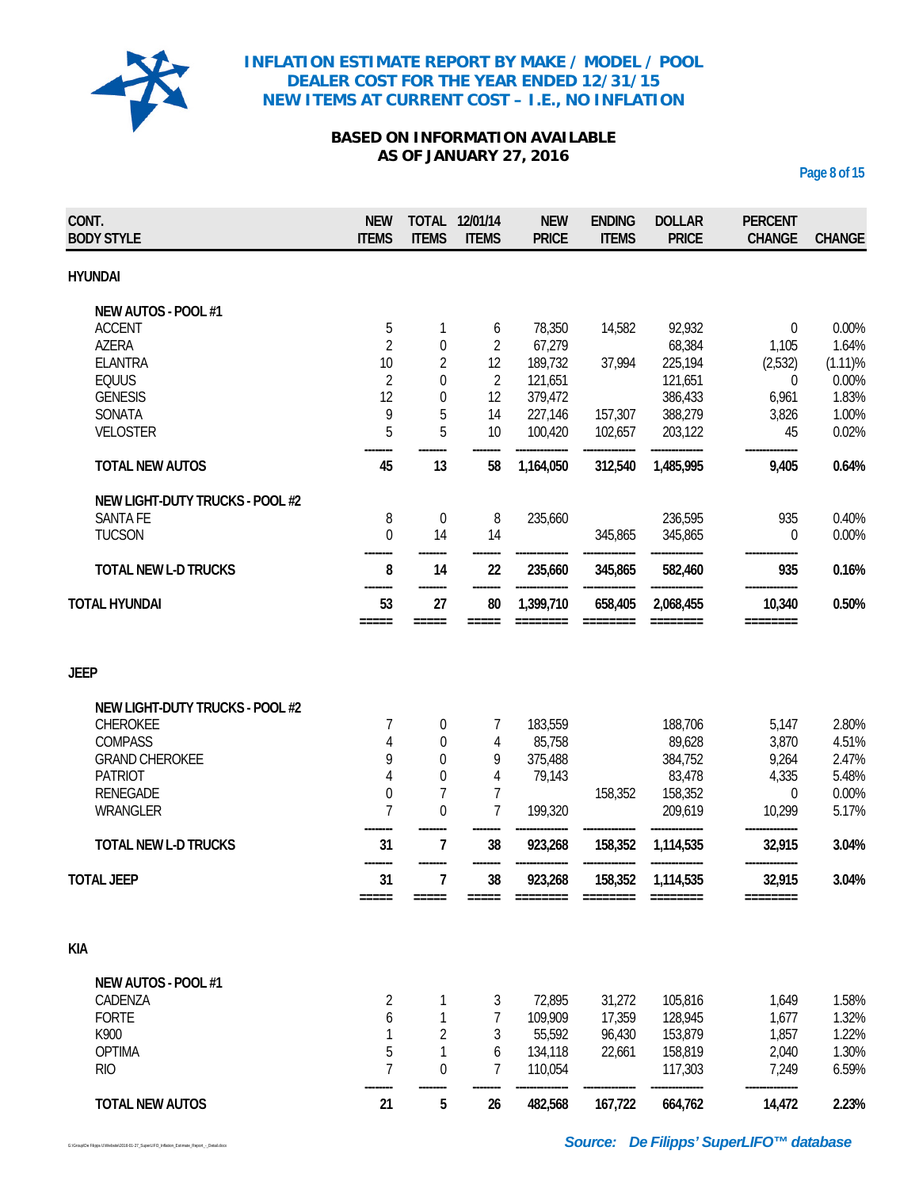## INFLATION ESTIMATE REPORT BY MAKE / MODEL / POOL
## DEALER COST FOR THE YEAR ENDED 12/31/15
## NEW ITEMS AT CURRENT COST – I.E., NO INFLATION

### BASED ON INFORMATION AVAILABLE
### AS OF JANUARY 27, 2016

| CONT. BODY STYLE | NEW ITEMS | TOTAL ITEMS | 12/01/14 ITEMS | NEW PRICE | ENDING ITEMS | DOLLAR PRICE | PERCENT CHANGE | CHANGE |
|---|---|---|---|---|---|---|---|---|
| **HYUNDAI** | | | | | | | | |
| **NEW AUTOS - POOL #1** | | | | | | | | |
| ACCENT | 5 | 1 | 6 | 78,350 | 14,582 | 92,932 | 0 | 0.00% |
| AZERA | 2 | 0 | 2 | 67,279 | | 68,384 | 1,105 | 1.64% |
| ELANTRA | 10 | 2 | 12 | 189,732 | 37,994 | 225,194 | (2,532) | (1.11)% |
| EQUUS | 2 | 0 | 2 | 121,651 | | 121,651 | 0 | 0.00% |
| GENESIS | 12 | 0 | 12 | 379,472 | | 386,433 | 6,961 | 1.83% |
| SONATA | 9 | 5 | 14 | 227,146 | 157,307 | 388,279 | 3,826 | 1.00% |
| VELOSTER | 5 | 5 | 10 | 100,420 | 102,657 | 203,122 | 45 | 0.02% |
| **TOTAL NEW AUTOS** | **45** | **13** | **58** | **1,164,050** | **312,540** | **1,485,995** | **9,405** | **0.64%** |
| **NEW LIGHT-DUTY TRUCKS - POOL #2** | | | | | | | | |
| SANTA FE | 8 | 0 | 8 | 235,660 | | 236,595 | 935 | 0.40% |
| TUCSON | 0 | 14 | 14 | | 345,865 | 345,865 | 0 | 0.00% |
| **TOTAL NEW L-D TRUCKS** | **8** | **14** | **22** | **235,660** | **345,865** | **582,460** | **935** | **0.16%** |
| **TOTAL HYUNDAI** | **53** | **27** | **80** | **1,399,710** | **658,405** | **2,068,455** | **10,340** | **0.50%** |
| **JEEP** | | | | | | | | |
| **NEW LIGHT-DUTY TRUCKS - POOL #2** | | | | | | | | |
| CHEROKEE | 7 | 0 | 7 | 183,559 | | 188,706 | 5,147 | 2.80% |
| COMPASS | 4 | 0 | 4 | 85,758 | | 89,628 | 3,870 | 4.51% |
| GRAND CHEROKEE | 9 | 0 | 9 | 375,488 | | 384,752 | 9,264 | 2.47% |
| PATRIOT | 4 | 0 | 4 | 79,143 | | 83,478 | 4,335 | 5.48% |
| RENEGADE | 0 | 7 | 7 | | 158,352 | 158,352 | 0 | 0.00% |
| WRANGLER | 7 | 0 | 7 | 199,320 | | 209,619 | 10,299 | 5.17% |
| **TOTAL NEW L-D TRUCKS** | **31** | **7** | **38** | **923,268** | **158,352** | **1,114,535** | **32,915** | **3.04%** |
| **TOTAL JEEP** | **31** | **7** | **38** | **923,268** | **158,352** | **1,114,535** | **32,915** | **3.04%** |
| **KIA** | | | | | | | | |
| **NEW AUTOS - POOL #1** | | | | | | | | |
| CADENZA | 2 | 1 | 3 | 72,895 | 31,272 | 105,816 | 1,649 | 1.58% |
| FORTE | 6 | 1 | 7 | 109,909 | 17,359 | 128,945 | 1,677 | 1.32% |
| K900 | 1 | 2 | 3 | 55,592 | 96,430 | 153,879 | 1,857 | 1.22% |
| OPTIMA | 5 | 1 | 6 | 134,118 | 22,661 | 158,819 | 2,040 | 1.30% |
| RIO | 7 | 0 | 7 | 110,054 | | 117,303 | 7,249 | 6.59% |
| **TOTAL NEW AUTOS** | **21** | **5** | **26** | **482,568** | **167,722** | **664,762** | **14,472** | **2.23%** |

*Source: De Filipps' SuperLIFO™ database*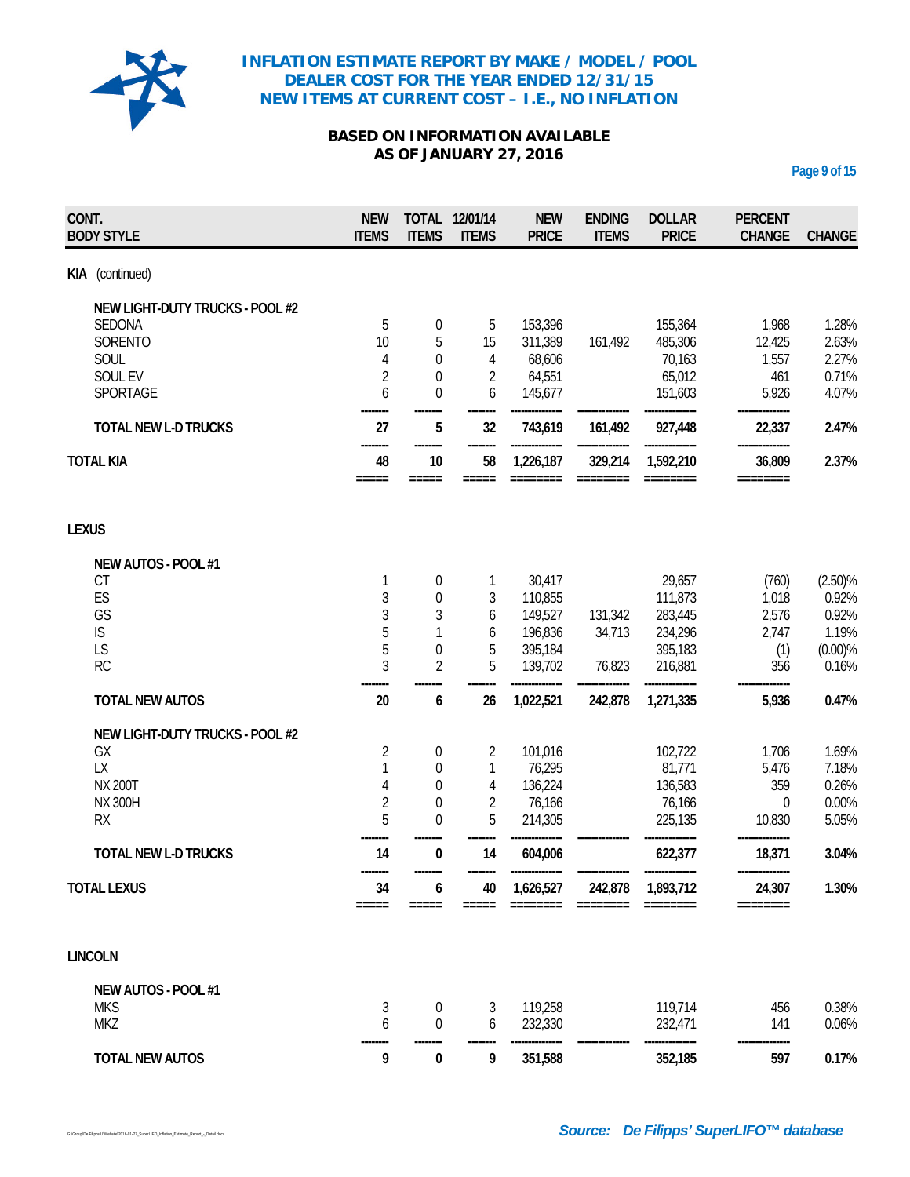# INFLATION ESTIMATE REPORT BY MAKE / MODEL / POOL
## DEALER COST FOR THE YEAR ENDED 12/31/15
## NEW ITEMS AT CURRENT COST – I.E., NO INFLATION

### BASED ON INFORMATION AVAILABLE AS OF JANUARY 27, 2016

| CONT. BODY STYLE | NEW ITEMS | TOTAL ITEMS | 12/01/14 ITEMS | NEW PRICE | ENDING ITEMS | DOLLAR PRICE | PERCENT CHANGE | CHANGE |
|---|---|---|---|---|---|---|---|---|
| **KIA** (continued) | | | | | | | | |
| **NEW LIGHT-DUTY TRUCKS - POOL #2** | | | | | | | | |
| SEDONA | 5 | 0 | 5 | 153,396 | | 155,364 | 1,968 | 1.28% |
| SORENTO | 10 | 5 | 15 | 311,389 | 161,492 | 485,306 | 12,425 | 2.63% |
| SOUL | 4 | 0 | 4 | 68,606 | | 70,163 | 1,557 | 2.27% |
| SOUL EV | 2 | 0 | 2 | 64,551 | | 65,012 | 461 | 0.71% |
| SPORTAGE | 6 | 0 | 6 | 145,677 | | 151,603 | 5,926 | 4.07% |
| **TOTAL NEW L-D TRUCKS** | **27** | **5** | **32** | **743,619** | **161,492** | **927,448** | **22,337** | **2.47%** |
| **TOTAL KIA** | **48** | **10** | **58** | **1,226,187** | **329,214** | **1,592,210** | **36,809** | **2.37%** |
| **LEXUS** | | | | | | | | |
| **NEW AUTOS - POOL #1** | | | | | | | | |
| CT | 1 | 0 | 1 | 30,417 | | 29,657 | (760) | (2.50)% |
| ES | 3 | 0 | 3 | 110,855 | | 111,873 | 1,018 | 0.92% |
| GS | 3 | 3 | 6 | 149,527 | 131,342 | 283,445 | 2,576 | 0.92% |
| IS | 5 | 1 | 6 | 196,836 | 34,713 | 234,296 | 2,747 | 1.19% |
| LS | 5 | 0 | 5 | 395,184 | | 395,183 | (1) | (0.00)% |
| RC | 3 | 2 | 5 | 139,702 | 76,823 | 216,881 | 356 | 0.16% |
| **TOTAL NEW AUTOS** | **20** | **6** | **26** | **1,022,521** | **242,878** | **1,271,335** | **5,936** | **0.47%** |
| **NEW LIGHT-DUTY TRUCKS - POOL #2** | | | | | | | | |
| GX | 2 | 0 | 2 | 101,016 | | 102,722 | 1,706 | 1.69% |
| LX | 1 | 0 | 1 | 76,295 | | 81,771 | 5,476 | 7.18% |
| NX 200T | 4 | 0 | 4 | 136,224 | | 136,583 | 359 | 0.26% |
| NX 300H | 2 | 0 | 2 | 76,166 | | 76,166 | 0 | 0.00% |
| RX | 5 | 0 | 5 | 214,305 | | 225,135 | 10,830 | 5.05% |
| **TOTAL NEW L-D TRUCKS** | **14** | **0** | **14** | **604,006** | | **622,377** | **18,371** | **3.04%** |
| **TOTAL LEXUS** | **34** | **6** | **40** | **1,626,527** | **242,878** | **1,893,712** | **24,307** | **1.30%** |
| **LINCOLN** | | | | | | | | |
| **NEW AUTOS - POOL #1** | | | | | | | | |
| MKS | 3 | 0 | 3 | 119,258 | | 119,714 | 456 | 0.38% |
| MKZ | 6 | 0 | 6 | 232,330 | | 232,471 | 141 | 0.06% |
| **TOTAL NEW AUTOS** | **9** | **0** | **9** | **351,588** | | **352,185** | **597** | **0.17%** |

*Source: De Filipps' SuperLIFO™ database*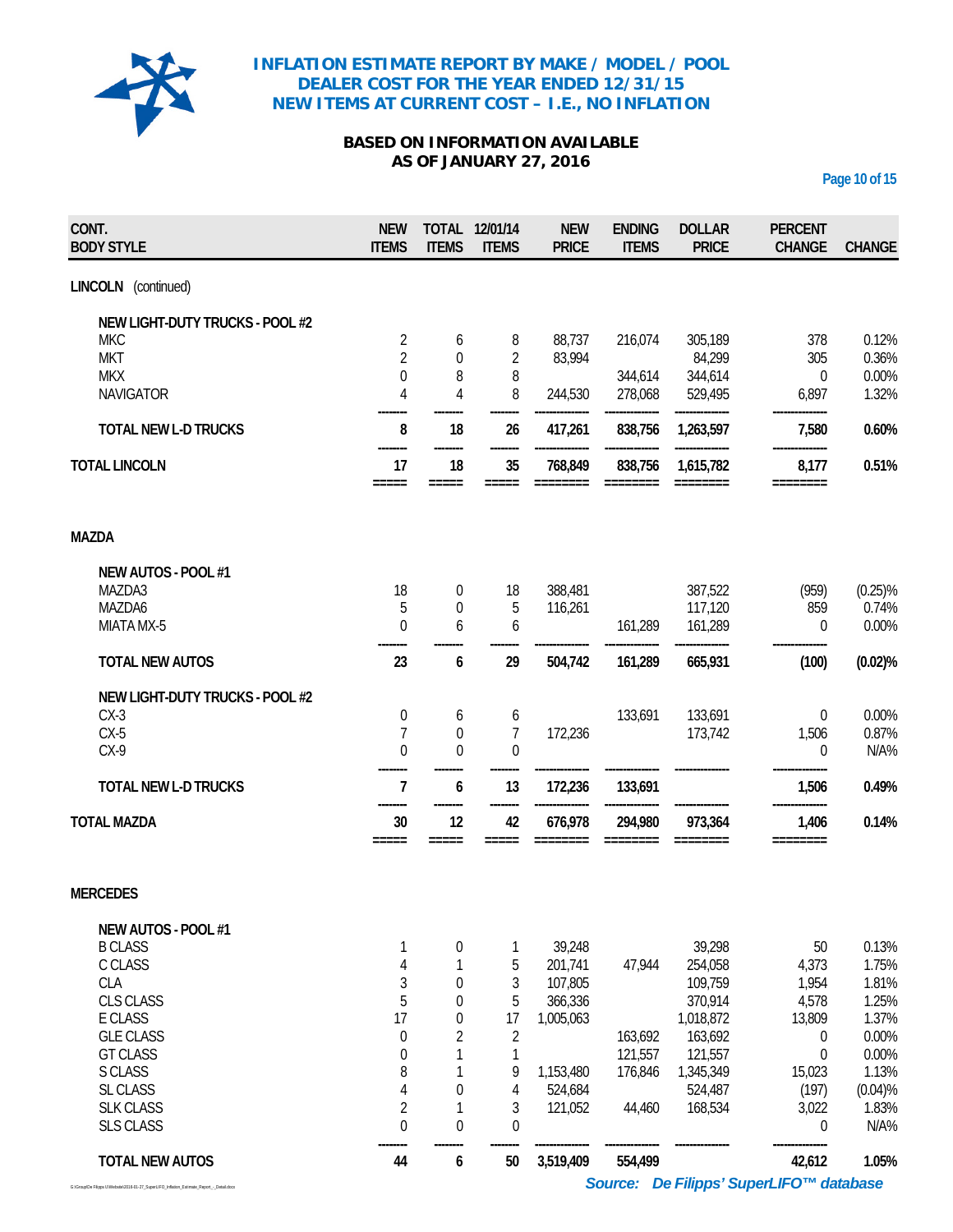# INFLATION ESTIMATE REPORT BY MAKE / MODEL / POOL
## DEALER COST FOR THE YEAR ENDED 12/31/15
## NEW ITEMS AT CURRENT COST – I.E., NO INFLATION

### BASED ON INFORMATION AVAILABLE AS OF JANUARY 27, 2016

| CONT. BODY STYLE | NEW ITEMS | TOTAL ITEMS | 12/01/14 ITEMS | NEW PRICE | ENDING ITEMS | DOLLAR PRICE | PERCENT CHANGE | CHANGE |
|---|---|---|---|---|---|---|---|---|
| **LINCOLN** (continued) | | | | | | | | |
| **NEW LIGHT-DUTY TRUCKS - POOL #2** | | | | | | | | |
| MKC | 2 | 6 | 8 | 88,737 | 216,074 | 305,189 | 378 | 0.12% |
| MKT | 2 | 0 | 2 | 83,994 | | 84,299 | 305 | 0.36% |
| MKX | 0 | 8 | 8 | | 344,614 | 344,614 | 0 | 0.00% |
| NAVIGATOR | 4 | 4 | 8 | 244,530 | 278,068 | 529,495 | 6,897 | 1.32% |
| **TOTAL NEW L-D TRUCKS** | **8** | **18** | **26** | **417,261** | **838,756** | **1,263,597** | **7,580** | **0.60%** |
| **TOTAL LINCOLN** | **17** | **18** | **35** | **768,849** | **838,756** | **1,615,782** | **8,177** | **0.51%** |
| **MAZDA** | | | | | | | | |
| **NEW AUTOS - POOL #1** | | | | | | | | |
| MAZDA3 | 18 | 0 | 18 | 388,481 | | 387,522 | (959) | (0.25)% |
| MAZDA6 | 5 | 0 | 5 | 116,261 | | 117,120 | 859 | 0.74% |
| MIATA MX-5 | 0 | 6 | 6 | | 161,289 | 161,289 | 0 | 0.00% |
| **TOTAL NEW AUTOS** | **23** | **6** | **29** | **504,742** | **161,289** | **665,931** | **(100)** | **(0.02)%** |
| **NEW LIGHT-DUTY TRUCKS - POOL #2** | | | | | | | | |
| CX-3 | 0 | 6 | 6 | | 133,691 | 133,691 | 0 | 0.00% |
| CX-5 | 7 | 0 | 7 | 172,236 | | 173,742 | 1,506 | 0.87% |
| CX-9 | 0 | 0 | 0 | | | | 0 | N/A% |
| **TOTAL NEW L-D TRUCKS** | **7** | **6** | **13** | **172,236** | **133,691** | | **1,506** | **0.49%** |
| **TOTAL MAZDA** | **30** | **12** | **42** | **676,978** | **294,980** | **973,364** | **1,406** | **0.14%** |
| **MERCEDES** | | | | | | | | |
| **NEW AUTOS - POOL #1** | | | | | | | | |
| B CLASS | 1 | 0 | 1 | 39,248 | | 39,298 | 50 | 0.13% |
| C CLASS | 4 | 1 | 5 | 201,741 | 47,944 | 254,058 | 4,373 | 1.75% |
| CLA | 3 | 0 | 3 | 107,805 | | 109,759 | 1,954 | 1.81% |
| CLS CLASS | 5 | 0 | 5 | 366,336 | | 370,914 | 4,578 | 1.25% |
| E CLASS | 17 | 0 | 17 | 1,005,063 | | 1,018,872 | 13,809 | 1.37% |
| GLE CLASS | 0 | 2 | 2 | | 163,692 | 163,692 | 0 | 0.00% |
| GT CLASS | 0 | 1 | 1 | | 121,557 | 121,557 | 0 | 0.00% |
| S CLASS | 8 | 1 | 9 | 1,153,480 | 176,846 | 1,345,349 | 15,023 | 1.13% |
| SL CLASS | 4 | 0 | 4 | 524,684 | | 524,487 | (197) | (0.04)% |
| SLK CLASS | 2 | 1 | 3 | 121,052 | 44,460 | 168,534 | 3,022 | 1.83% |
| SLS CLASS | 0 | 0 | 0 | | | | 0 | N/A% |
| **TOTAL NEW AUTOS** | **44** | **6** | **50** | **3,519,409** | **554,499** | | **42,612** | **1.05%** |

*Source: De Filipps' SuperLIFO™ database*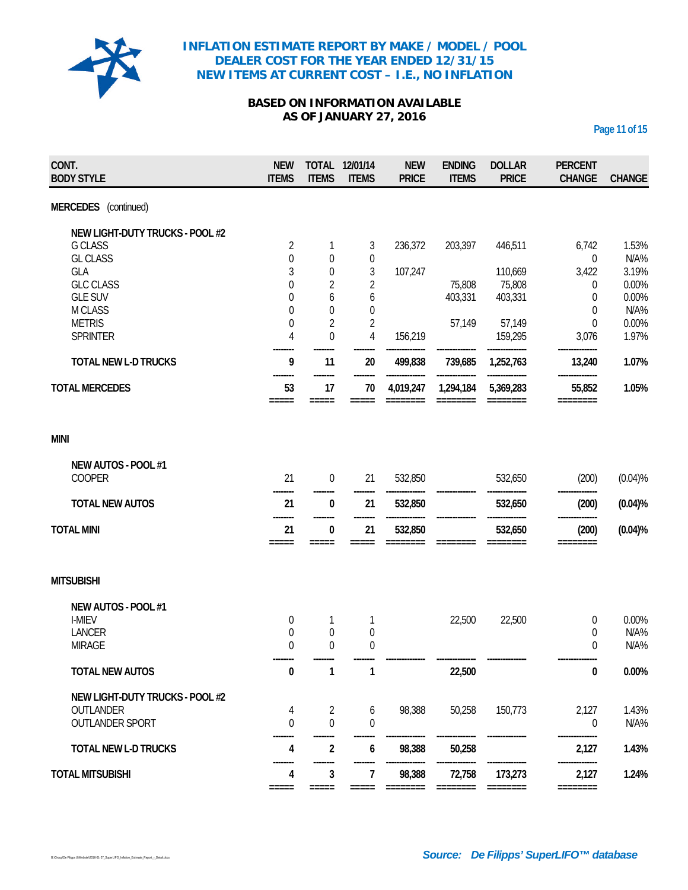# INFLATION ESTIMATE REPORT BY MAKE / MODEL / POOL
# DEALER COST FOR THE YEAR ENDED 12/31/15
# NEW ITEMS AT CURRENT COST – I.E., NO INFLATION

## BASED ON INFORMATION AVAILABLE AS OF JANUARY 27, 2016

| CONT. BODY STYLE | NEW ITEMS | TOTAL ITEMS | 12/01/14 ITEMS | NEW PRICE | ENDING ITEMS | DOLLAR PRICE | PERCENT CHANGE | CHANGE |
|---|---|---|---|---|---|---|---|---|
| **MERCEDES** (continued) | | | | | | | | |
| **NEW LIGHT-DUTY TRUCKS - POOL #2** | | | | | | | | |
| G CLASS | 2 | 1 | 3 | 236,372 | 203,397 | 446,511 | 6,742 | 1.53% |
| GL CLASS | 0 | 0 | 0 | | | | 0 | N/A% |
| GLA | 3 | 0 | 3 | 107,247 | | 110,669 | 3,422 | 3.19% |
| GLC CLASS | 0 | 2 | 2 | | 75,808 | 75,808 | 0 | 0.00% |
| GLE SUV | 0 | 6 | 6 | | 403,331 | 403,331 | 0 | 0.00% |
| M CLASS | 0 | 0 | 0 | | | | 0 | N/A% |
| METRIS | 0 | 2 | 2 | | 57,149 | 57,149 | 0 | 0.00% |
| SPRINTER | 4 | 0 | 4 | 156,219 | | 159,295 | 3,076 | 1.97% |
| **TOTAL NEW L-D TRUCKS** | **9** | **11** | **20** | **499,838** | **739,685** | **1,252,763** | **13,240** | **1.07%** |
| **TOTAL MERCEDES** | **53** | **17** | **70** | **4,019,247** | **1,294,184** | **5,369,283** | **55,852** | **1.05%** |
| **MINI** | | | | | | | | |
| **NEW AUTOS - POOL #1** | | | | | | | | |
| COOPER | 21 | 0 | 21 | 532,850 | | 532,650 | (200) | (0.04)% |
| **TOTAL NEW AUTOS** | **21** | **0** | **21** | **532,850** | | **532,650** | **(200)** | **(0.04)%** |
| **TOTAL MINI** | **21** | **0** | **21** | **532,850** | | **532,650** | **(200)** | **(0.04)%** |
| **MITSUBISHI** | | | | | | | | |
| **NEW AUTOS - POOL #1** | | | | | | | | |
| I-MIEV | 0 | 1 | 1 | | 22,500 | 22,500 | 0 | 0.00% |
| LANCER | 0 | 0 | 0 | | | | 0 | N/A% |
| MIRAGE | 0 | 0 | 0 | | | | 0 | N/A% |
| **TOTAL NEW AUTOS** | **0** | **1** | **1** | | **22,500** | | **0** | **0.00%** |
| **NEW LIGHT-DUTY TRUCKS - POOL #2** | | | | | | | | |
| OUTLANDER | 4 | 2 | 6 | 98,388 | 50,258 | 150,773 | 2,127 | 1.43% |
| OUTLANDER SPORT | 0 | 0 | 0 | | | | 0 | N/A% |
| **TOTAL NEW L-D TRUCKS** | **4** | **2** | **6** | **98,388** | **50,258** | | **2,127** | **1.43%** |
| **TOTAL MITSUBISHI** | **4** | **3** | **7** | **98,388** | **72,758** | **173,273** | **2,127** | **1.24%** |

*Source: De Filipps' SuperLIFO™ database*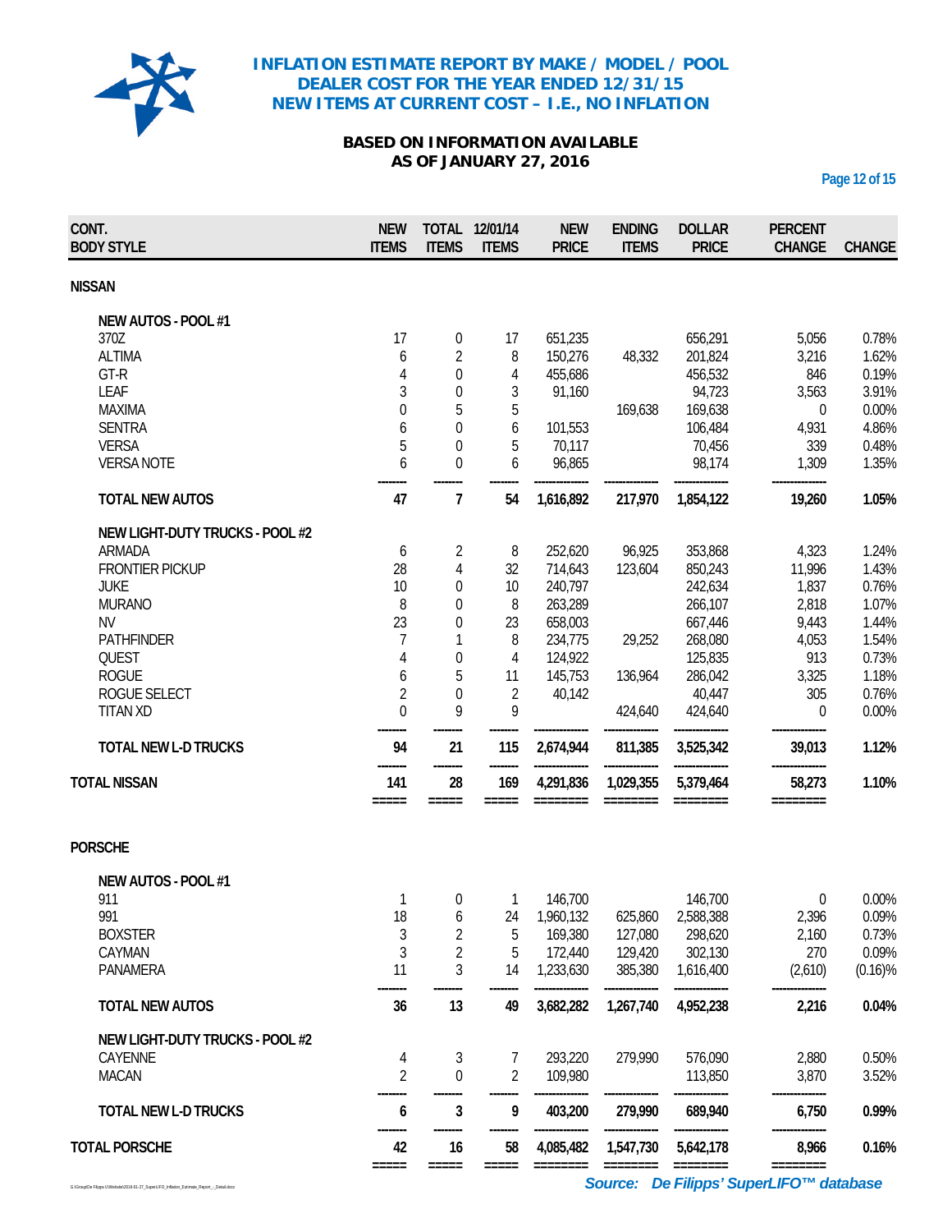# INFLATION ESTIMATE REPORT BY MAKE / MODEL / POOL
# DEALER COST FOR THE YEAR ENDED 12/31/15
# NEW ITEMS AT CURRENT COST – I.E., NO INFLATION

## BASED ON INFORMATION AVAILABLE AS OF JANUARY 27, 2016

| CONT. BODY STYLE | NEW ITEMS | TOTAL ITEMS | 12/01/14 ITEMS | NEW PRICE | ENDING ITEMS | DOLLAR PRICE | PERCENT CHANGE | CHANGE |
|---|---|---|---|---|---|---|---|---|
| **NISSAN** | | | | | | | | |
| **NEW AUTOS - POOL #1** | | | | | | | | |
| 370Z | 17 | 0 | 17 | 651,235 | | 656,291 | 5,056 | 0.78% |
| ALTIMA | 6 | 2 | 8 | 150,276 | 48,332 | 201,824 | 3,216 | 1.62% |
| GT-R | 4 | 0 | 4 | 455,686 | | 456,532 | 846 | 0.19% |
| LEAF | 3 | 0 | 3 | 91,160 | | 94,723 | 3,563 | 3.91% |
| MAXIMA | 0 | 5 | 5 | | 169,638 | 169,638 | 0 | 0.00% |
| SENTRA | 6 | 0 | 6 | 101,553 | | 106,484 | 4,931 | 4.86% |
| VERSA | 5 | 0 | 5 | 70,117 | | 70,456 | 339 | 0.48% |
| VERSA NOTE | 6 | 0 | 6 | 96,865 | | 98,174 | 1,309 | 1.35% |
| **TOTAL NEW AUTOS** | **47** | **7** | **54** | **1,616,892** | **217,970** | **1,854,122** | **19,260** | **1.05%** |
| **NEW LIGHT-DUTY TRUCKS - POOL #2** | | | | | | | | |
| ARMADA | 6 | 2 | 8 | 252,620 | 96,925 | 353,868 | 4,323 | 1.24% |
| FRONTIER PICKUP | 28 | 4 | 32 | 714,643 | 123,604 | 850,243 | 11,996 | 1.43% |
| JUKE | 10 | 0 | 10 | 240,797 | | 242,634 | 1,837 | 0.76% |
| MURANO | 8 | 0 | 8 | 263,289 | | 266,107 | 2,818 | 1.07% |
| NV | 23 | 0 | 23 | 658,003 | | 667,446 | 9,443 | 1.44% |
| PATHFINDER | 7 | 1 | 8 | 234,775 | 29,252 | 268,080 | 4,053 | 1.54% |
| QUEST | 4 | 0 | 4 | 124,922 | | 125,835 | 913 | 0.73% |
| ROGUE | 6 | 5 | 11 | 145,753 | 136,964 | 286,042 | 3,325 | 1.18% |
| ROGUE SELECT | 2 | 0 | 2 | 40,142 | | 40,447 | 305 | 0.76% |
| TITAN XD | 0 | 9 | 9 | | 424,640 | 424,640 | 0 | 0.00% |
| **TOTAL NEW L-D TRUCKS** | **94** | **21** | **115** | **2,674,944** | **811,385** | **3,525,342** | **39,013** | **1.12%** |
| **TOTAL NISSAN** | **141** | **28** | **169** | **4,291,836** | **1,029,355** | **5,379,464** | **58,273** | **1.10%** |
| **PORSCHE** | | | | | | | | |
| **NEW AUTOS - POOL #1** | | | | | | | | |
| 911 | 1 | 0 | 1 | 146,700 | | 146,700 | 0 | 0.00% |
| 991 | 18 | 6 | 24 | 1,960,132 | 625,860 | 2,588,388 | 2,396 | 0.09% |
| BOXSTER | 3 | 2 | 5 | 169,380 | 127,080 | 298,620 | 2,160 | 0.73% |
| CAYMAN | 3 | 2 | 5 | 172,440 | 129,420 | 302,130 | 270 | 0.09% |
| PANAMERA | 11 | 3 | 14 | 1,233,630 | 385,380 | 1,616,400 | (2,610) | (0.16)% |
| **TOTAL NEW AUTOS** | **36** | **13** | **49** | **3,682,282** | **1,267,740** | **4,952,238** | **2,216** | **0.04%** |
| **NEW LIGHT-DUTY TRUCKS - POOL #2** | | | | | | | | |
| CAYENNE | 4 | 3 | 7 | 293,220 | 279,990 | 576,090 | 2,880 | 0.50% |
| MACAN | 2 | 0 | 2 | 109,980 | | 113,850 | 3,870 | 3.52% |
| **TOTAL NEW L-D TRUCKS** | **6** | **3** | **9** | **403,200** | **279,990** | **689,940** | **6,750** | **0.99%** |
| **TOTAL PORSCHE** | **42** | **16** | **58** | **4,085,482** | **1,547,730** | **5,642,178** | **8,966** | **0.16%** |

*Source: De Filipps' SuperLIFO™ database*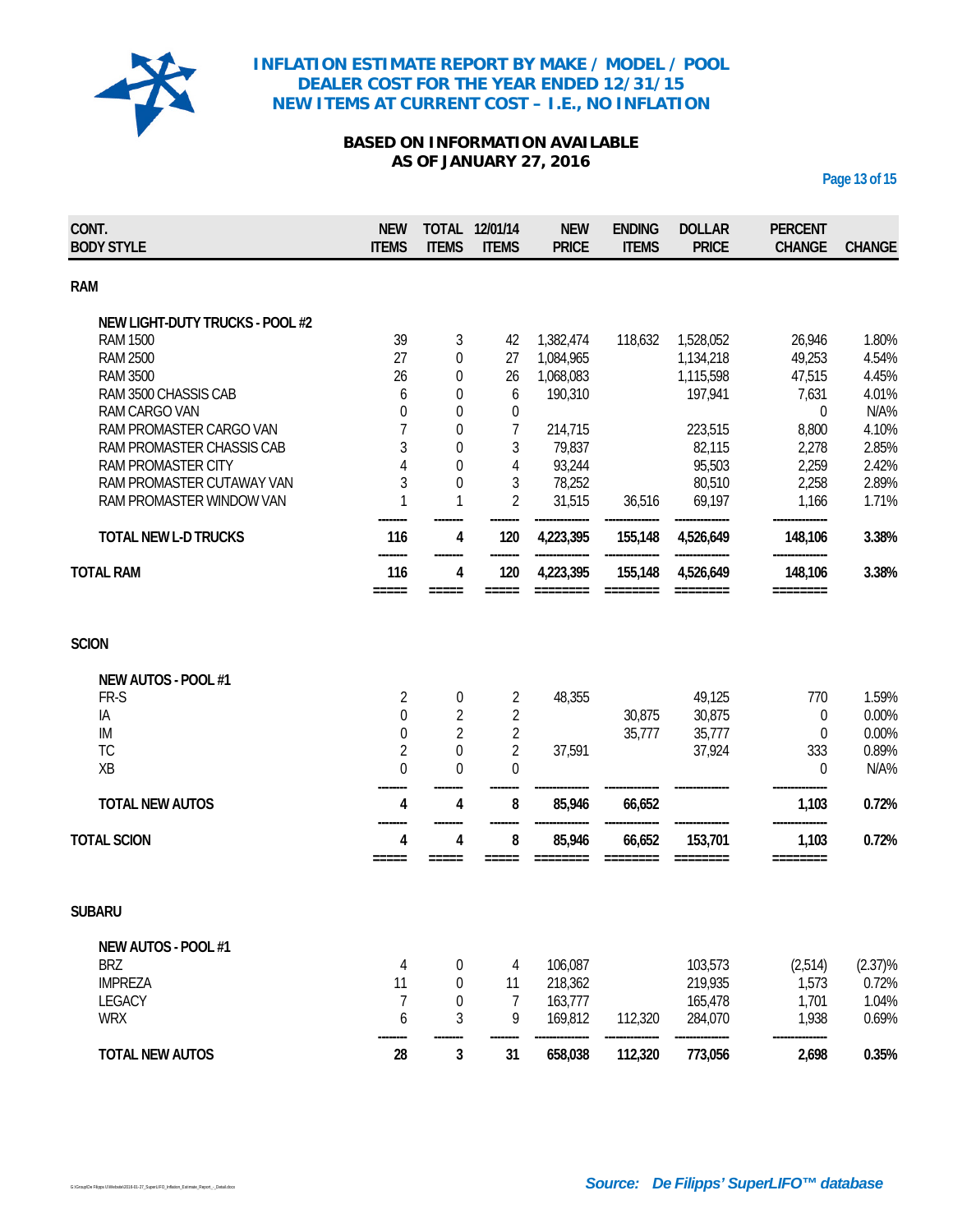# INFLATION ESTIMATE REPORT BY MAKE / MODEL / POOL
## DEALER COST FOR THE YEAR ENDED 12/31/15
## NEW ITEMS AT CURRENT COST – I.E., NO INFLATION

### BASED ON INFORMATION AVAILABLE AS OF JANUARY 27, 2016

| CONT. BODY STYLE | NEW ITEMS | TOTAL ITEMS | 12/01/14 ITEMS | NEW PRICE | ENDING ITEMS | DOLLAR PRICE | PERCENT CHANGE | CHANGE |
|---|---|---|---|---|---|---|---|---|
| **RAM** | | | | | | | | |
| **NEW LIGHT-DUTY TRUCKS - POOL #2** | | | | | | | | |
| RAM 1500 | 39 | 3 | 42 | 1,382,474 | 118,632 | 1,528,052 | 26,946 | 1.80% |
| RAM 2500 | 27 | 0 | 27 | 1,084,965 | | 1,134,218 | 49,253 | 4.54% |
| RAM 3500 | 26 | 0 | 26 | 1,068,083 | | 1,115,598 | 47,515 | 4.45% |
| RAM 3500 CHASSIS CAB | 6 | 0 | 6 | 190,310 | | 197,941 | 7,631 | 4.01% |
| RAM CARGO VAN | 0 | 0 | 0 | | | | 0 | N/A% |
| RAM PROMASTER CARGO VAN | 7 | 0 | 7 | 214,715 | | 223,515 | 8,800 | 4.10% |
| RAM PROMASTER CHASSIS CAB | 3 | 0 | 3 | 79,837 | | 82,115 | 2,278 | 2.85% |
| RAM PROMASTER CITY | 4 | 0 | 4 | 93,244 | | 95,503 | 2,259 | 2.42% |
| RAM PROMASTER CUTAWAY VAN | 3 | 0 | 3 | 78,252 | | 80,510 | 2,258 | 2.89% |
| RAM PROMASTER WINDOW VAN | 1 | 1 | 2 | 31,515 | 36,516 | 69,197 | 1,166 | 1.71% |
| **TOTAL NEW L-D TRUCKS** | **116** | **4** | **120** | **4,223,395** | **155,148** | **4,526,649** | **148,106** | **3.38%** |
| **TOTAL RAM** | **116** | **4** | **120** | **4,223,395** | **155,148** | **4,526,649** | **148,106** | **3.38%** |
| **SCION** | | | | | | | | |
| **NEW AUTOS - POOL #1** | | | | | | | | |
| FR-S | 2 | 0 | 2 | 48,355 | | 49,125 | 770 | 1.59% |
| IA | 0 | 2 | 2 | | 30,875 | 30,875 | 0 | 0.00% |
| IM | 0 | 2 | 2 | | 35,777 | 35,777 | 0 | 0.00% |
| TC | 2 | 0 | 2 | 37,591 | | 37,924 | 333 | 0.89% |
| XB | 0 | 0 | 0 | | | | 0 | N/A% |
| **TOTAL NEW AUTOS** | **4** | **4** | **8** | **85,946** | **66,652** | | **1,103** | **0.72%** |
| **TOTAL SCION** | **4** | **4** | **8** | **85,946** | **66,652** | **153,701** | **1,103** | **0.72%** |
| **SUBARU** | | | | | | | | |
| **NEW AUTOS - POOL #1** | | | | | | | | |
| BRZ | 4 | 0 | 4 | 106,087 | | 103,573 | (2,514) | (2.37)% |
| IMPREZA | 11 | 0 | 11 | 218,362 | | 219,935 | 1,573 | 0.72% |
| LEGACY | 7 | 0 | 7 | 163,777 | | 165,478 | 1,701 | 1.04% |
| WRX | 6 | 3 | 9 | 169,812 | 112,320 | 284,070 | 1,938 | 0.69% |
| **TOTAL NEW AUTOS** | **28** | **3** | **31** | **658,038** | **112,320** | **773,056** | **2,698** | **0.35%** |

*Source: De Filipps' SuperLIFO™ database*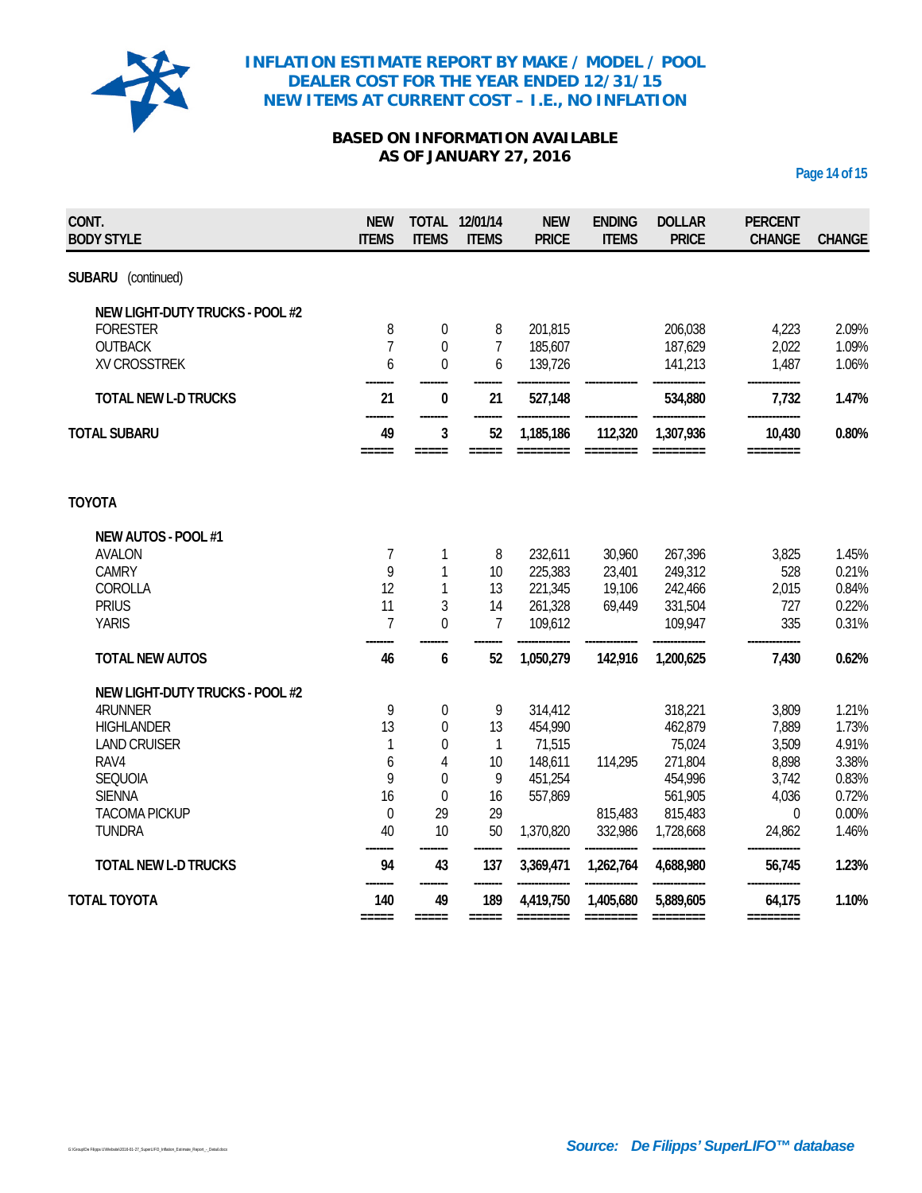**INFLATION ESTIMATE REPORT BY MAKE / MODEL / POOL**
**DEALER COST FOR THE YEAR ENDED 12/31/15**
**NEW ITEMS AT CURRENT COST – I.E., NO INFLATION**

**BASED ON INFORMATION AVAILABLE**
**AS OF JANUARY 27, 2016**

| CONT. BODY STYLE | NEW ITEMS | TOTAL ITEMS | 12/01/14 ITEMS | NEW PRICE | ENDING ITEMS | DOLLAR PRICE | PERCENT CHANGE | CHANGE |
|---|---|---|---|---|---|---|---|---|
| **SUBARU** (continued) | | | | | | | | |
| **NEW LIGHT-DUTY TRUCKS - POOL #2** | | | | | | | | |
| FORESTER | 8 | 0 | 8 | 201,815 | | 206,038 | 4,223 | 2.09% |
| OUTBACK | 7 | 0 | 7 | 185,607 | | 187,629 | 2,022 | 1.09% |
| XV CROSSTREK | 6 | 0 | 6 | 139,726 | | 141,213 | 1,487 | 1.06% |
| **TOTAL NEW L-D TRUCKS** | **21** | **0** | **21** | **527,148** | | **534,880** | **7,732** | **1.47%** |
| **TOTAL SUBARU** | **49** | **3** | **52** | **1,185,186** | **112,320** | **1,307,936** | **10,430** | **0.80%** |
| **TOYOTA** | | | | | | | | |
| **NEW AUTOS - POOL #1** | | | | | | | | |
| AVALON | 7 | 1 | 8 | 232,611 | 30,960 | 267,396 | 3,825 | 1.45% |
| CAMRY | 9 | 1 | 10 | 225,383 | 23,401 | 249,312 | 528 | 0.21% |
| COROLLA | 12 | 1 | 13 | 221,345 | 19,106 | 242,466 | 2,015 | 0.84% |
| PRIUS | 11 | 3 | 14 | 261,328 | 69,449 | 331,504 | 727 | 0.22% |
| YARIS | 7 | 0 | 7 | 109,612 | | 109,947 | 335 | 0.31% |
| **TOTAL NEW AUTOS** | **46** | **6** | **52** | **1,050,279** | **142,916** | **1,200,625** | **7,430** | **0.62%** |
| **NEW LIGHT-DUTY TRUCKS - POOL #2** | | | | | | | | |
| 4RUNNER | 9 | 0 | 9 | 314,412 | | 318,221 | 3,809 | 1.21% |
| HIGHLANDER | 13 | 0 | 13 | 454,990 | | 462,879 | 7,889 | 1.73% |
| LAND CRUISER | 1 | 0 | 1 | 71,515 | | 75,024 | 3,509 | 4.91% |
| RAV4 | 6 | 4 | 10 | 148,611 | 114,295 | 271,804 | 8,898 | 3.38% |
| SEQUOIA | 9 | 0 | 9 | 451,254 | | 454,996 | 3,742 | 0.83% |
| SIENNA | 16 | 0 | 16 | 557,869 | | 561,905 | 4,036 | 0.72% |
| TACOMA PICKUP | 0 | 29 | 29 | | 815,483 | 815,483 | 0 | 0.00% |
| TUNDRA | 40 | 10 | 50 | 1,370,820 | 332,986 | 1,728,668 | 24,862 | 1.46% |
| **TOTAL NEW L-D TRUCKS** | **94** | **43** | **137** | **3,369,471** | **1,262,764** | **4,688,980** | **56,745** | **1.23%** |
| **TOTAL TOYOTA** | **140** | **49** | **189** | **4,419,750** | **1,405,680** | **5,889,605** | **64,175** | **1.10%** |

*Source: De Filipps' SuperLIFO™ database*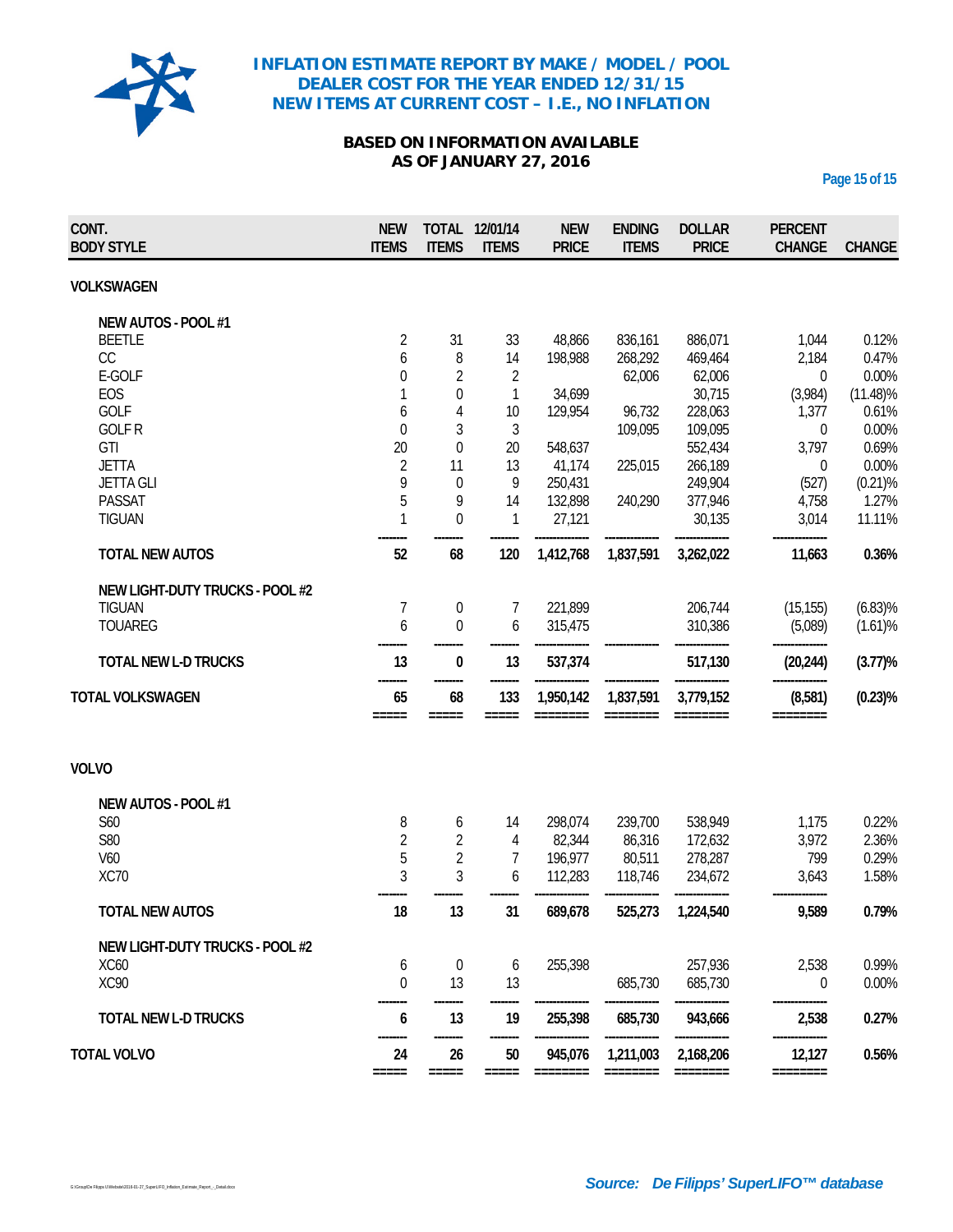# INFLATION ESTIMATE REPORT BY MAKE / MODEL / POOL
## DEALER COST FOR THE YEAR ENDED 12/31/15
## NEW ITEMS AT CURRENT COST – I.E., NO INFLATION

### BASED ON INFORMATION AVAILABLE AS OF JANUARY 27, 2016

| CONT. BODY STYLE | NEW ITEMS | TOTAL ITEMS | 12/01/14 ITEMS | NEW PRICE | ENDING ITEMS | DOLLAR PRICE | PERCENT CHANGE | CHANGE |
|---|---|---|---|---|---|---|---|---|
| **VOLKSWAGEN** | | | | | | | | |
| **NEW AUTOS - POOL #1** | | | | | | | | |
| BEETLE | 2 | 31 | 33 | 48,866 | 836,161 | 886,071 | 1,044 | 0.12% |
| CC | 6 | 8 | 14 | 198,988 | 268,292 | 469,464 | 2,184 | 0.47% |
| E-GOLF | 0 | 2 | 2 | | 62,006 | 62,006 | 0 | 0.00% |
| EOS | 1 | 0 | 1 | 34,699 | | 30,715 | (3,984) | (11.48)% |
| GOLF | 6 | 4 | 10 | 129,954 | 96,732 | 228,063 | 1,377 | 0.61% |
| GOLF R | 0 | 3 | 3 | | 109,095 | 109,095 | 0 | 0.00% |
| GTI | 20 | 0 | 20 | 548,637 | | 552,434 | 3,797 | 0.69% |
| JETTA | 2 | 11 | 13 | 41,174 | 225,015 | 266,189 | 0 | 0.00% |
| JETTA GLI | 9 | 0 | 9 | 250,431 | | 249,904 | (527) | (0.21)% |
| PASSAT | 5 | 9 | 14 | 132,898 | 240,290 | 377,946 | 4,758 | 1.27% |
| TIGUAN | 1 | 0 | 1 | 27,121 | | 30,135 | 3,014 | 11.11% |
| **TOTAL NEW AUTOS** | **52** | **68** | **120** | **1,412,768** | **1,837,591** | **3,262,022** | **11,663** | **0.36%** |
| **NEW LIGHT-DUTY TRUCKS - POOL #2** | | | | | | | | |
| TIGUAN | 7 | 0 | 7 | 221,899 | | 206,744 | (15,155) | (6.83)% |
| TOUAREG | 6 | 0 | 6 | 315,475 | | 310,386 | (5,089) | (1.61)% |
| **TOTAL NEW L-D TRUCKS** | **13** | **0** | **13** | **537,374** | | **517,130** | **(20,244)** | **(3.77)%** |
| **TOTAL VOLKSWAGEN** | **65** | **68** | **133** | **1,950,142** | **1,837,591** | **3,779,152** | **(8,581)** | **(0.23)%** |
| **VOLVO** | | | | | | | | |
| **NEW AUTOS - POOL #1** | | | | | | | | |
| S60 | 8 | 6 | 14 | 298,074 | 239,700 | 538,949 | 1,175 | 0.22% |
| S80 | 2 | 2 | 4 | 82,344 | 86,316 | 172,632 | 3,972 | 2.36% |
| V60 | 5 | 2 | 7 | 196,977 | 80,511 | 278,287 | 799 | 0.29% |
| XC70 | 3 | 3 | 6 | 112,283 | 118,746 | 234,672 | 3,643 | 1.58% |
| **TOTAL NEW AUTOS** | **18** | **13** | **31** | **689,678** | **525,273** | **1,224,540** | **9,589** | **0.79%** |
| **NEW LIGHT-DUTY TRUCKS - POOL #2** | | | | | | | | |
| XC60 | 6 | 0 | 6 | 255,398 | | 257,936 | 2,538 | 0.99% |
| XC90 | 0 | 13 | 13 | | 685,730 | 685,730 | 0 | 0.00% |
| **TOTAL NEW L-D TRUCKS** | **6** | **13** | **19** | **255,398** | **685,730** | **943,666** | **2,538** | **0.27%** |
| **TOTAL VOLVO** | **24** | **26** | **50** | **945,076** | **1,211,003** | **2,168,206** | **12,127** | **0.56%** |

*Source: De Filipps' SuperLIFO™ database*